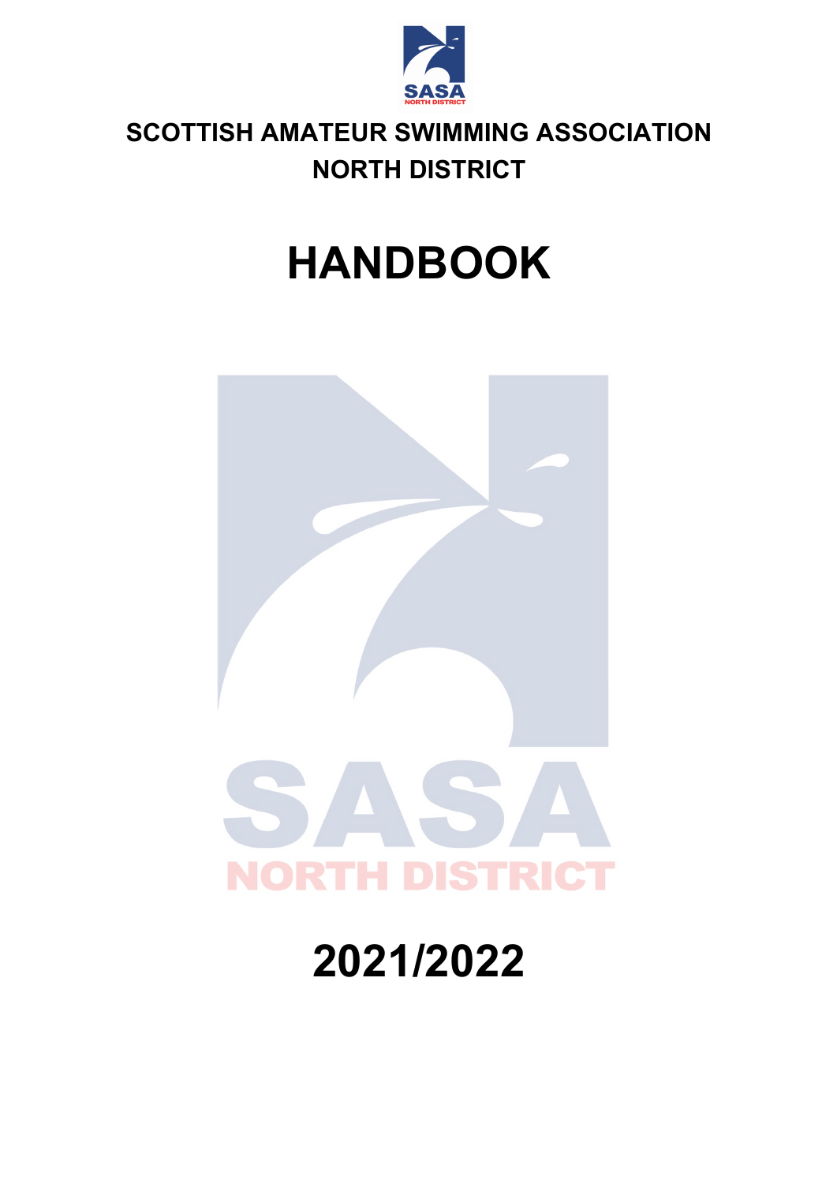**SCOTTISH AMATEUR SWIMMING ASSOCIATION**
**NORTH DISTRICT**

# HANDBOOK

## 2021/2022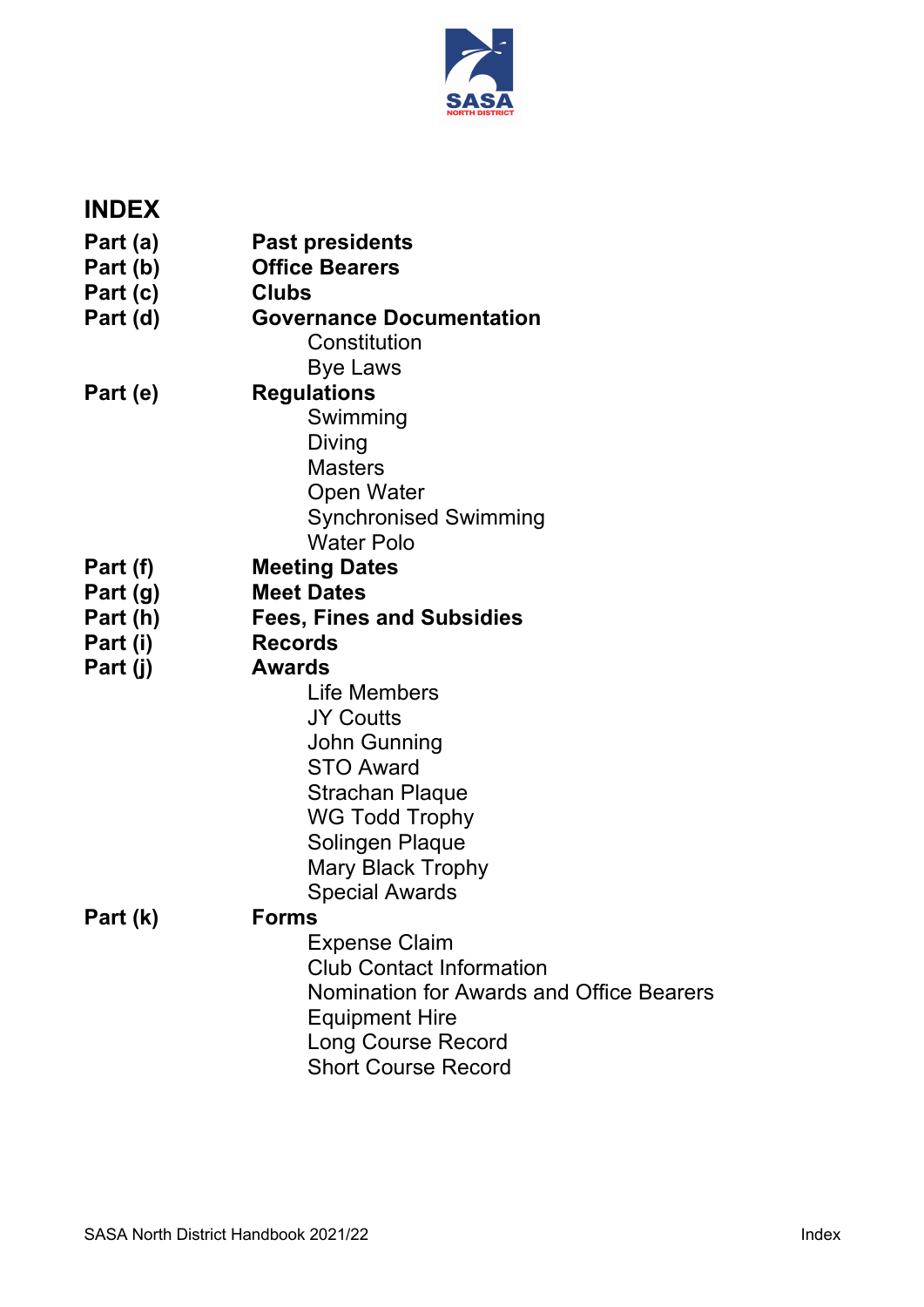# INDEX

**Part (a)** **Past presidents**

**Part (b)** **Office Bearers**

**Part (c)** **Clubs**

**Part (d)** **Governance Documentation**

- Constitution
- Bye Laws

**Part (e)** **Regulations**

- Swimming
- Diving
- Masters
- Open Water
- Synchronised Swimming
- Water Polo

**Part (f)** **Meeting Dates**

**Part (g)** **Meet Dates**

**Part (h)** **Fees, Fines and Subsidies**

**Part (i)** **Records**

**Part (j)** **Awards**

- Life Members
- JY Coutts
- John Gunning
- STO Award
- Strachan Plaque
- WG Todd Trophy
- Solingen Plaque
- Mary Black Trophy
- Special Awards

**Part (k)** **Forms**

- Expense Claim
- Club Contact Information
- Nomination for Awards and Office Bearers
- Equipment Hire
- Long Course Record
- Short Course Record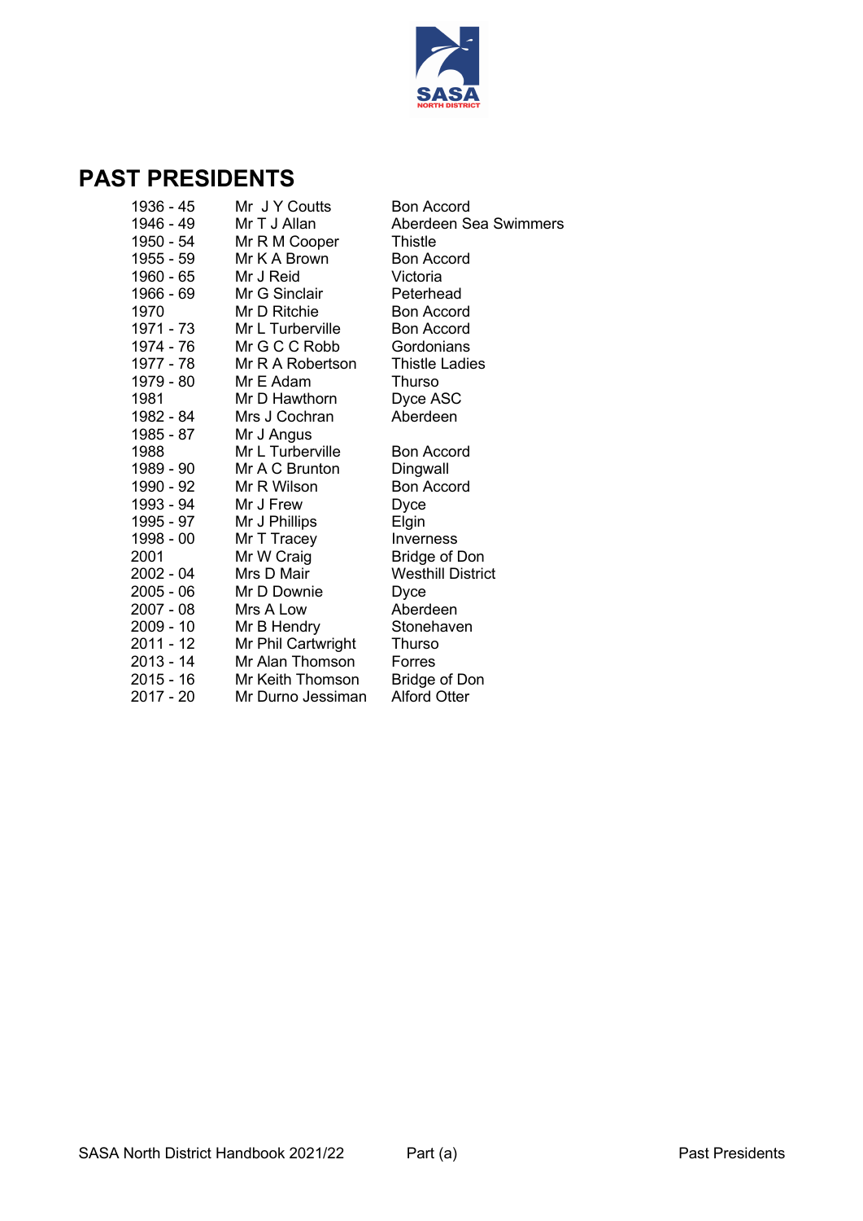# PAST PRESIDENTS

| | | |
|---|---|---|
| 1936 - 45 | Mr J Y Coutts | Bon Accord |
| 1946 - 49 | Mr T J Allan | Aberdeen Sea Swimmers |
| 1950 - 54 | Mr R M Cooper | Thistle |
| 1955 - 59 | Mr K A Brown | Bon Accord |
| 1960 - 65 | Mr J Reid | Victoria |
| 1966 - 69 | Mr G Sinclair | Peterhead |
| 1970 | Mr D Ritchie | Bon Accord |
| 1971 - 73 | Mr L Turberville | Bon Accord |
| 1974 - 76 | Mr G C C Robb | Gordonians |
| 1977 - 78 | Mr R A Robertson | Thistle Ladies |
| 1979 - 80 | Mr E Adam | Thurso |
| 1981 | Mr D Hawthorn | Dyce ASC |
| 1982 - 84 | Mrs J Cochran | Aberdeen |
| 1985 - 87 | Mr J Angus | |
| 1988 | Mr L Turberville | Bon Accord |
| 1989 - 90 | Mr A C Brunton | Dingwall |
| 1990 - 92 | Mr R Wilson | Bon Accord |
| 1993 - 94 | Mr J Frew | Dyce |
| 1995 - 97 | Mr J Phillips | Elgin |
| 1998 - 00 | Mr T Tracey | Inverness |
| 2001 | Mr W Craig | Bridge of Don |
| 2002 - 04 | Mrs D Mair | Westhill District |
| 2005 - 06 | Mr D Downie | Dyce |
| 2007 - 08 | Mrs A Low | Aberdeen |
| 2009 - 10 | Mr B Hendry | Stonehaven |
| 2011 - 12 | Mr Phil Cartwright | Thurso |
| 2013 - 14 | Mr Alan Thomson | Forres |
| 2015 - 16 | Mr Keith Thomson | Bridge of Don |
| 2017 - 20 | Mr Durno Jessiman | Alford Otter |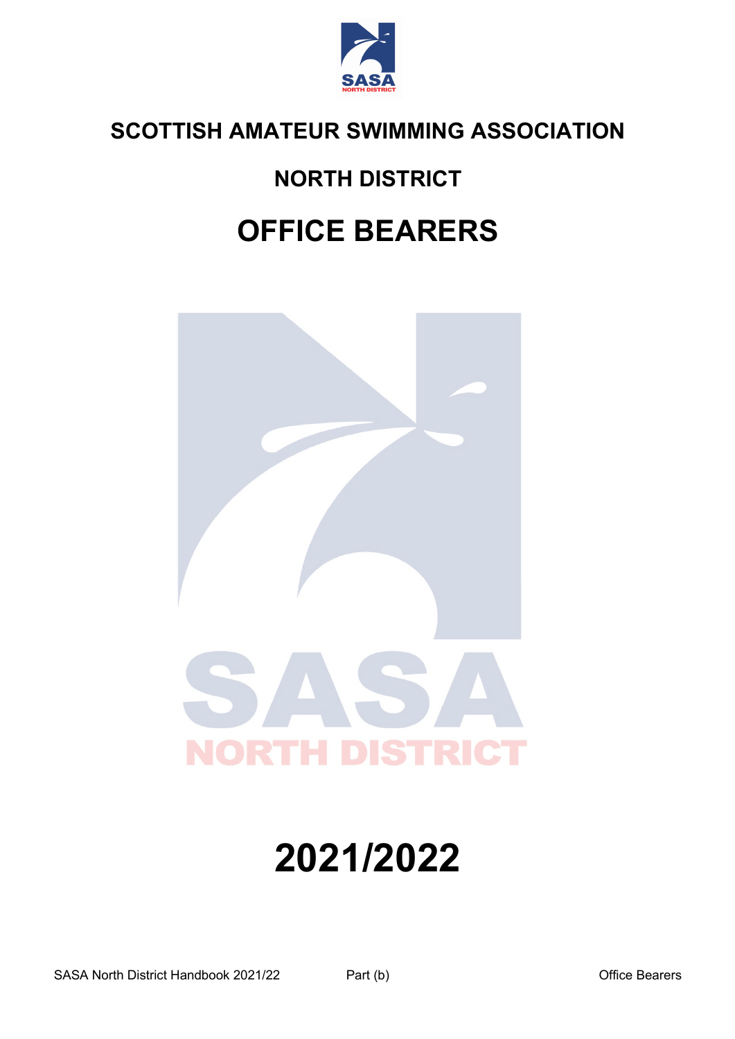# SCOTTISH AMATEUR SWIMMING ASSOCIATION

## NORTH DISTRICT

# OFFICE BEARERS

# 2021/2022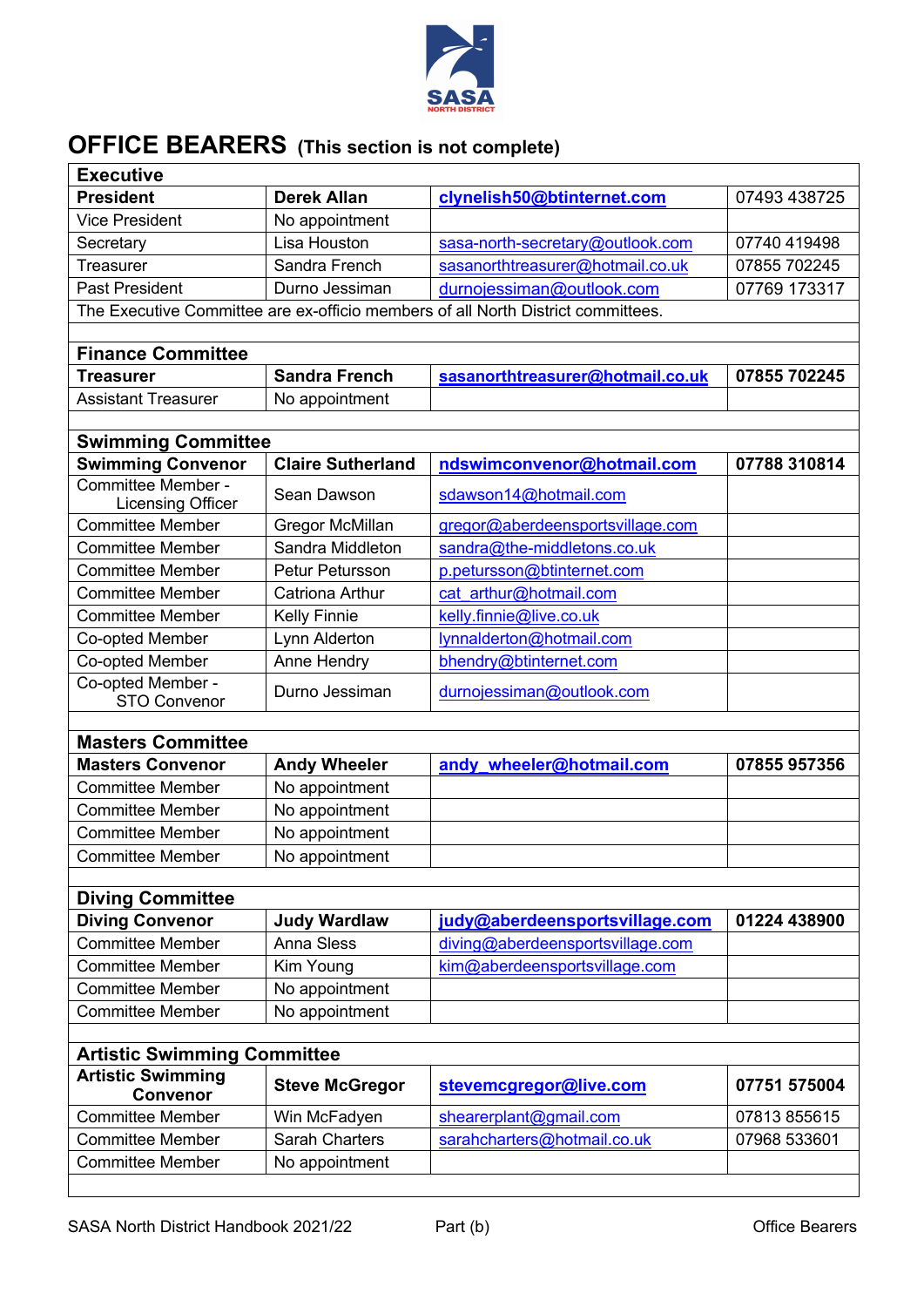# OFFICE BEARERS (This section is not complete)

| **Executive** | | | |
|---|---|---|---|
| **President** | **Derek Allan** | **clynelish50@btinternet.com** | 07493 438725 |
| Vice President | No appointment | | |
| Secretary | Lisa Houston | sasa-north-secretary@outlook.com | 07740 419498 |
| Treasurer | Sandra French | sasanorthtreasurer@hotmail.co.uk | 07855 702245 |
| Past President | Durno Jessiman | durnojessiman@outlook.com | 07769 173317 |
| The Executive Committee are ex-officio members of all North District committees. | | | |
| | | | |
| **Finance Committee** | | | |
| **Treasurer** | **Sandra French** | **sasanorthtreasurer@hotmail.co.uk** | **07855 702245** |
| Assistant Treasurer | No appointment | | |
| | | | |
| **Swimming Committee** | | | |
| **Swimming Convenor** | **Claire Sutherland** | **ndswimconvenor@hotmail.com** | **07788 310814** |
| Committee Member - Licensing Officer | Sean Dawson | sdawson14@hotmail.com | |
| Committee Member | Gregor McMillan | gregor@aberdeensportsvillage.com | |
| Committee Member | Sandra Middleton | sandra@the-middletons.co.uk | |
| Committee Member | Petur Petursson | p.petursson@btinternet.com | |
| Committee Member | Catriona Arthur | cat_arthur@hotmail.com | |
| Committee Member | Kelly Finnie | kelly.finnie@live.co.uk | |
| Co-opted Member | Lynn Alderton | lynnalderton@hotmail.com | |
| Co-opted Member | Anne Hendry | bhendry@btinternet.com | |
| Co-opted Member - STO Convenor | Durno Jessiman | durnojessiman@outlook.com | |
| | | | |
| **Masters Committee** | | | |
| **Masters Convenor** | **Andy Wheeler** | **andy_wheeler@hotmail.com** | **07855 957356** |
| Committee Member | No appointment | | |
| Committee Member | No appointment | | |
| Committee Member | No appointment | | |
| Committee Member | No appointment | | |
| | | | |
| **Diving Committee** | | | |
| **Diving Convenor** | **Judy Wardlaw** | **judy@aberdeensportsvillage.com** | **01224 438900** |
| Committee Member | Anna Sless | diving@aberdeensportsvillage.com | |
| Committee Member | Kim Young | kim@aberdeensportsvillage.com | |
| Committee Member | No appointment | | |
| Committee Member | No appointment | | |
| | | | |
| **Artistic Swimming Committee** | | | |
| **Artistic Swimming Convenor** | **Steve McGregor** | **stevemcgregor@live.com** | **07751 575004** |
| Committee Member | Win McFadyen | shearerplant@gmail.com | 07813 855615 |
| Committee Member | Sarah Charters | sarahcharters@hotmail.co.uk | 07968 533601 |
| Committee Member | No appointment | | |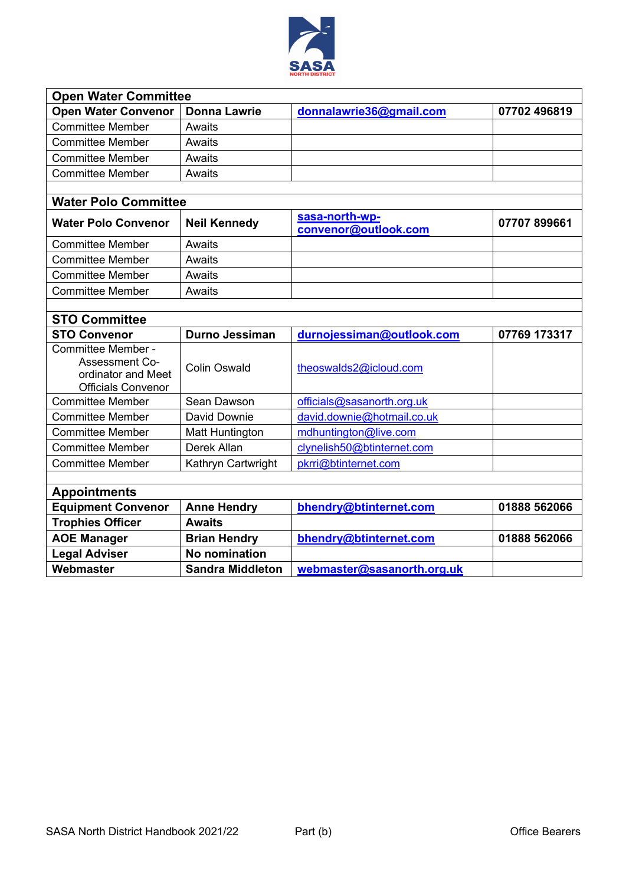| Open Water Committee | | | |
|---|---|---|---|
| **Open Water Convenor** | **Donna Lawrie** | **donnalawrie36@gmail.com** | **07702 496819** |
| Committee Member | Awaits | | |
| Committee Member | Awaits | | |
| Committee Member | Awaits | | |
| Committee Member | Awaits | | |

| Water Polo Committee | | | |
|---|---|---|---|
| **Water Polo Convenor** | **Neil Kennedy** | **sasa-north-wp-convenor@outlook.com** | **07707 899661** |
| Committee Member | Awaits | | |
| Committee Member | Awaits | | |
| Committee Member | Awaits | | |
| Committee Member | Awaits | | |

| STO Committee | | | |
|---|---|---|---|
| **STO Convenor** | **Durno Jessiman** | **durnojessiman@outlook.com** | **07769 173317** |
| Committee Member - Assessment Co-ordinator and Meet Officials Convenor | Colin Oswald | theoswalds2@icloud.com | |
| Committee Member | Sean Dawson | officials@sasanorth.org.uk | |
| Committee Member | David Downie | david.downie@hotmail.co.uk | |
| Committee Member | Matt Huntington | mdhuntington@live.com | |
| Committee Member | Derek Allan | clynelish50@btinternet.com | |
| Committee Member | Kathryn Cartwright | pkrri@btinternet.com | |

| Appointments | | | |
|---|---|---|---|
| **Equipment Convenor** | **Anne Hendry** | **bhendry@btinternet.com** | **01888 562066** |
| **Trophies Officer** | **Awaits** | | |
| **AOE Manager** | **Brian Hendry** | **bhendry@btinternet.com** | **01888 562066** |
| **Legal Adviser** | **No nomination** | | |
| **Webmaster** | **Sandra Middleton** | **webmaster@sasanorth.org.uk** | |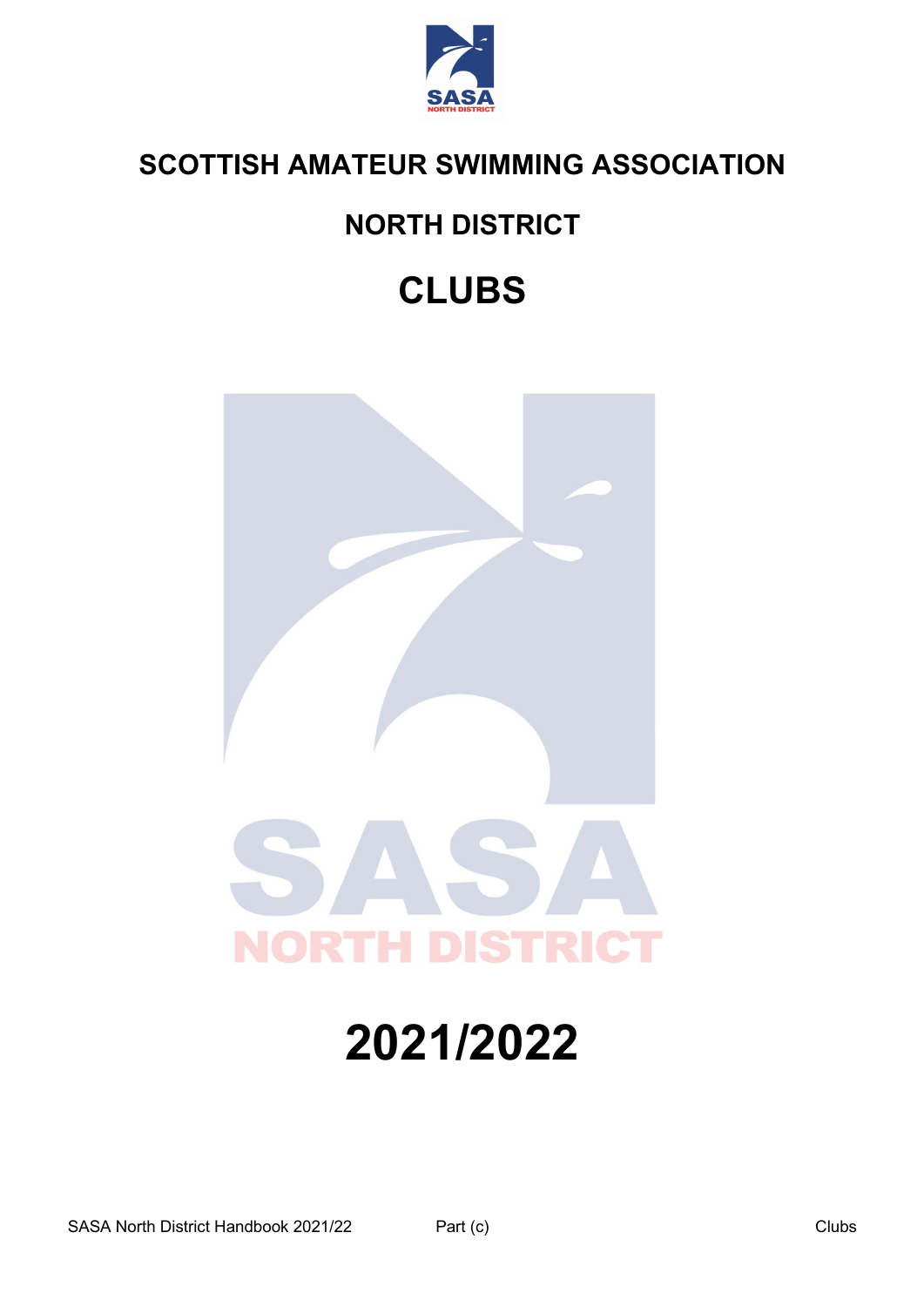# SCOTTISH AMATEUR SWIMMING ASSOCIATION

## NORTH DISTRICT

# CLUBS

# 2021/2022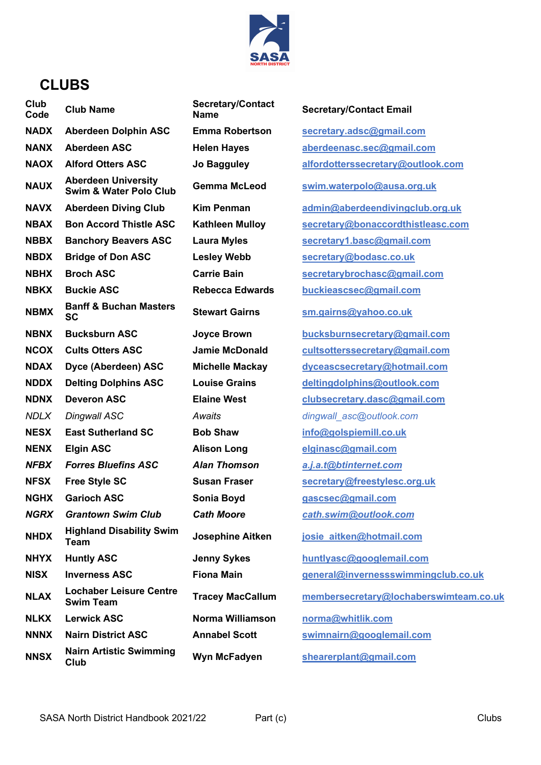# CLUBS

| Club Code | Club Name | Secretary/Contact Name | Secretary/Contact Email |
|---|---|---|---|
| NADX | Aberdeen Dolphin ASC | Emma Robertson | secretary.adsc@gmail.com |
| NANX | Aberdeen ASC | Helen Hayes | aberdeenasc.sec@gmail.com |
| NAOX | Alford Otters ASC | Jo Bagguley | alfordotterssecretary@outlook.com |
| NAUX | Aberdeen University Swim & Water Polo Club | Gemma McLeod | swim.waterpolo@ausa.org.uk |
| NAVX | Aberdeen Diving Club | Kim Penman | admin@aberdeendivingclub.org.uk |
| NBAX | Bon Accord Thistle ASC | Kathleen Mulloy | secretary@bonaccordthistleasc.com |
| NBBX | Banchory Beavers ASC | Laura Myles | secretary1.basc@gmail.com |
| NBDX | Bridge of Don ASC | Lesley Webb | secretary@bodasc.co.uk |
| NBHX | Broch ASC | Carrie Bain | secretarybrochasc@gmail.com |
| NBKX | Buckie ASC | Rebecca Edwards | buckieascsec@gmail.com |
| NBMX | Banff & Buchan Masters SC | Stewart Gairns | sm.gairns@yahoo.co.uk |
| NBNX | Bucksburn ASC | Joyce Brown | bucksburnsecretary@gmail.com |
| NCOX | Cults Otters ASC | Jamie McDonald | cultsotterssecretary@gmail.com |
| NDAX | Dyce (Aberdeen) ASC | Michelle Mackay | dyceascsecretary@hotmail.com |
| NDDX | Delting Dolphins ASC | Louise Grains | deltingdolphins@outlook.com |
| NDNX | Deveron ASC | Elaine West | clubsecretary.dasc@gmail.com |
| *NDLX* | *Dingwall ASC* | *Awaits* | *dingwall_asc@outlook.com* |
| NESX | East Sutherland SC | Bob Shaw | info@golspiemill.co.uk |
| NENX | Elgin ASC | Alison Long | elginasc@gmail.com |
| ***NFBX*** | ***Forres Bluefins ASC*** | ***Alan Thomson*** | ***a.j.a.t@btinternet.com*** |
| NFSX | Free Style SC | Susan Fraser | secretary@freestylesc.org.uk |
| NGHX | Garioch ASC | Sonia Boyd | gascsec@gmail.com |
| ***NGRX*** | ***Grantown Swim Club*** | ***Cath Moore*** | ***cath.swim@outlook.com*** |
| NHDX | Highland Disability Swim Team | Josephine Aitken | josie_aitken@hotmail.com |
| NHYX | Huntly ASC | Jenny Sykes | huntlyasc@googlemail.com |
| NISX | Inverness ASC | Fiona Main | general@invernessswimmingclub.co.uk |
| NLAX | Lochaber Leisure Centre Swim Team | Tracey MacCallum | membersecretary@lochaberswimteam.co.uk |
| NLKX | Lerwick ASC | Norma Williamson | norma@whitlik.com |
| NNNX | Nairn District ASC | Annabel Scott | swimnairn@googlemail.com |
| NNSX | Nairn Artistic Swimming Club | Wyn McFadyen | shearerplant@gmail.com |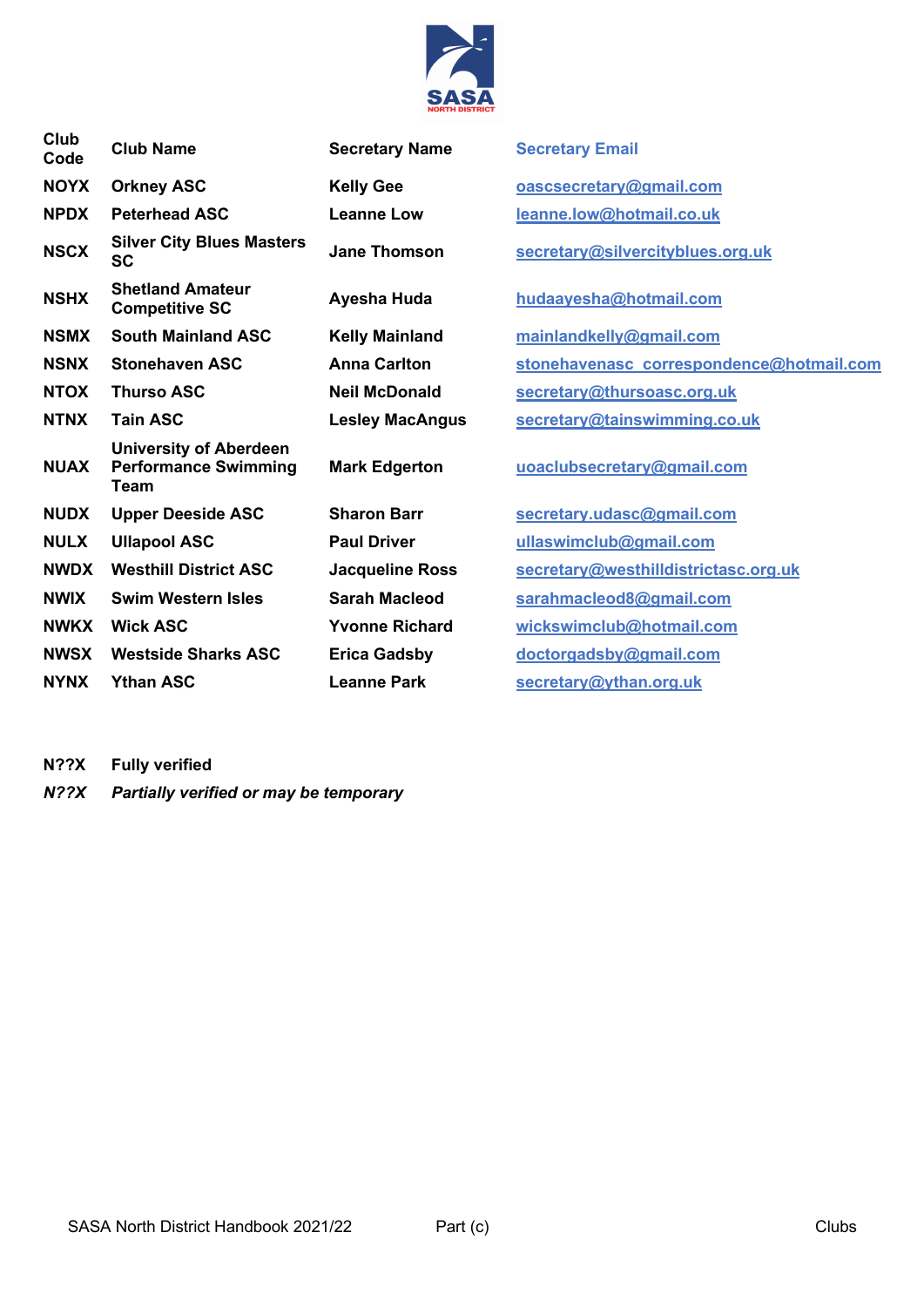| Club Code | Club Name | Secretary Name | Secretary Email |
|---|---|---|---|
| **NOYX** | **Orkney ASC** | **Kelly Gee** | oascsecretary@gmail.com |
| **NPDX** | **Peterhead ASC** | **Leanne Low** | leanne.low@hotmail.co.uk |
| **NSCX** | **Silver City Blues Masters SC** | **Jane Thomson** | secretary@silvercityblues.org.uk |
| **NSHX** | **Shetland Amateur Competitive SC** | **Ayesha Huda** | hudaayesha@hotmail.com |
| **NSMX** | **South Mainland ASC** | **Kelly Mainland** | mainlandkelly@gmail.com |
| **NSNX** | **Stonehaven ASC** | **Anna Carlton** | stonehavenasc_correspondence@hotmail.com |
| **NTOX** | **Thurso ASC** | **Neil McDonald** | secretary@thursoasc.org.uk |
| **NTNX** | **Tain ASC** | **Lesley MacAngus** | secretary@tainswimming.co.uk |
| **NUAX** | **University of Aberdeen Performance Swimming Team** | **Mark Edgerton** | uoaclubsecretary@gmail.com |
| **NUDX** | **Upper Deeside ASC** | **Sharon Barr** | secretary.udasc@gmail.com |
| **NULX** | **Ullapool ASC** | **Paul Driver** | ullaswimclub@gmail.com |
| **NWDX** | **Westhill District ASC** | **Jacqueline Ross** | secretary@westhilldistrictasc.org.uk |
| **NWIX** | **Swim Western Isles** | **Sarah Macleod** | sarahmacleod8@gmail.com |
| **NWKX** | **Wick ASC** | **Yvonne Richard** | wickswimclub@hotmail.com |
| **NWSX** | **Westside Sharks ASC** | **Erica Gadsby** | doctorgadsby@gmail.com |
| **NYNX** | **Ythan ASC** | **Leanne Park** | secretary@ythan.org.uk |

**N??X** **Fully verified**

***N??X*** ***Partially verified or may be temporary***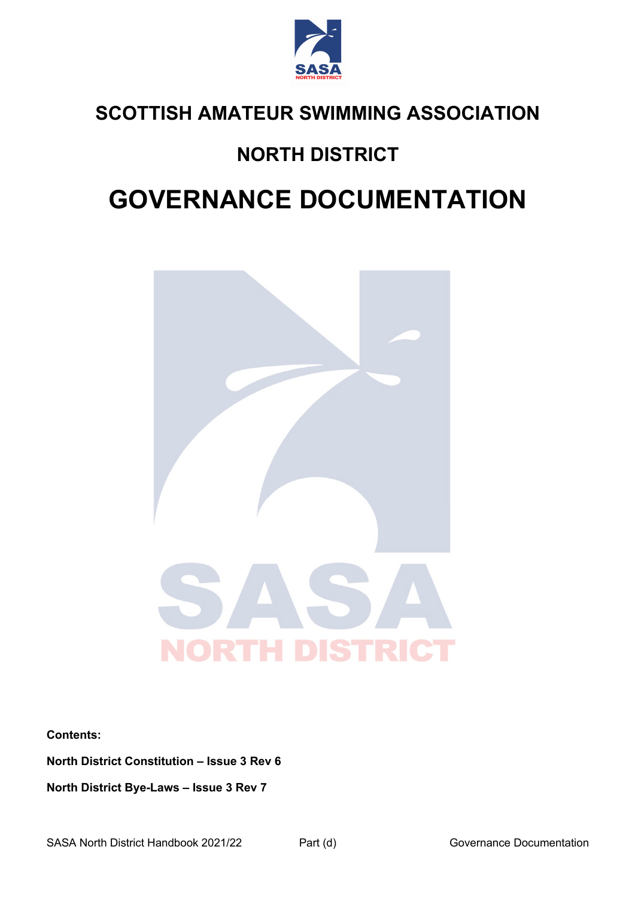# SCOTTISH AMATEUR SWIMMING ASSOCIATION

## NORTH DISTRICT

# GOVERNANCE DOCUMENTATION

**Contents:**

**North District Constitution – Issue 3 Rev 6**

**North District Bye-Laws – Issue 3 Rev 7**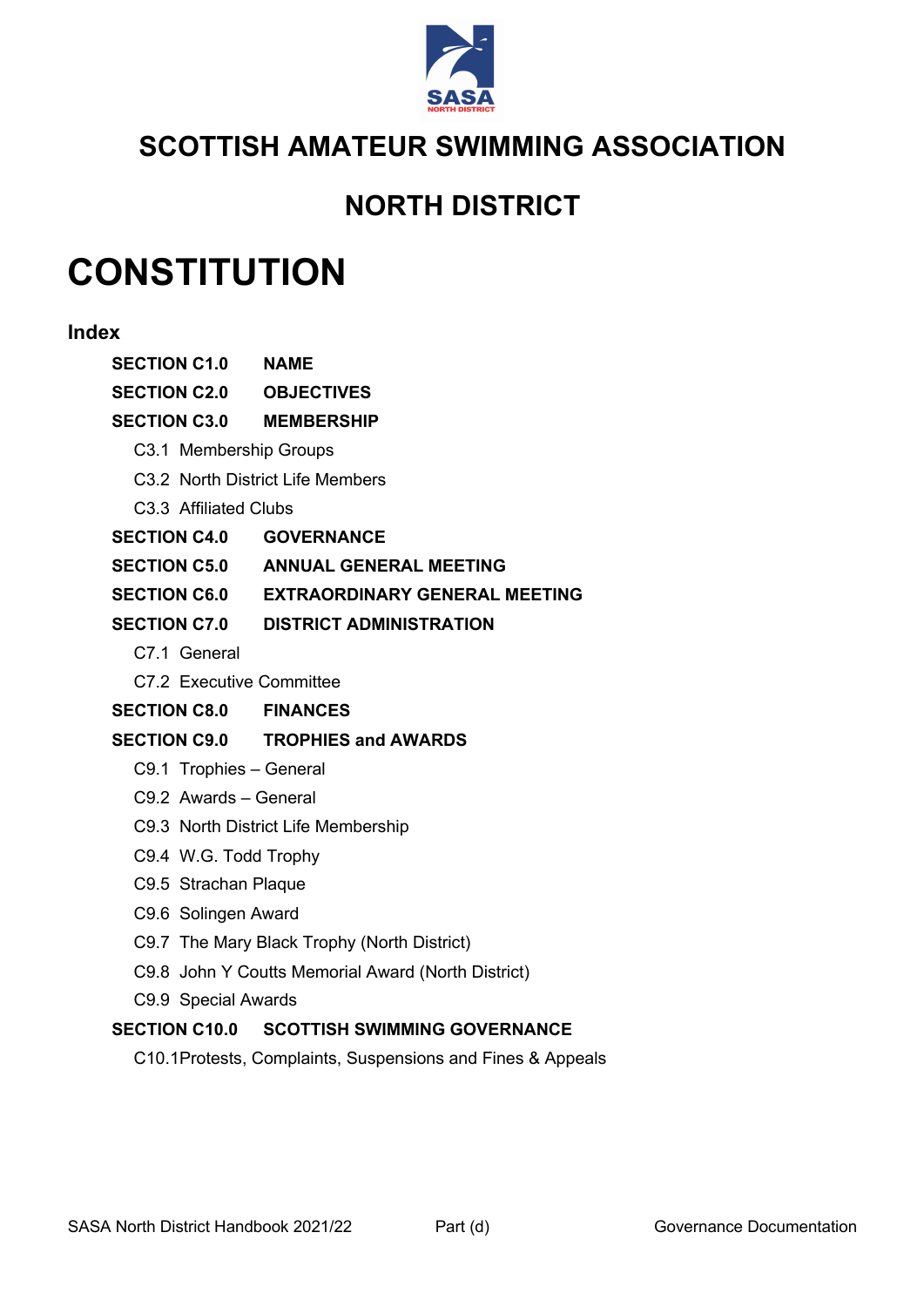# SCOTTISH AMATEUR SWIMMING ASSOCIATION

## NORTH DISTRICT

# CONSTITUTION

### Index

**SECTION C1.0 NAME**

**SECTION C2.0 OBJECTIVES**

**SECTION C3.0 MEMBERSHIP**

- C3.1 Membership Groups
- C3.2 North District Life Members
- C3.3 Affiliated Clubs

**SECTION C4.0 GOVERNANCE**

**SECTION C5.0 ANNUAL GENERAL MEETING**

**SECTION C6.0 EXTRAORDINARY GENERAL MEETING**

**SECTION C7.0 DISTRICT ADMINISTRATION**

- C7.1 General
- C7.2 Executive Committee

**SECTION C8.0 FINANCES**

**SECTION C9.0 TROPHIES and AWARDS**

- C9.1 Trophies – General
- C9.2 Awards – General
- C9.3 North District Life Membership
- C9.4 W.G. Todd Trophy
- C9.5 Strachan Plaque
- C9.6 Solingen Award
- C9.7 The Mary Black Trophy (North District)
- C9.8 John Y Coutts Memorial Award (North District)
- C9.9 Special Awards

**SECTION C10.0 SCOTTISH SWIMMING GOVERNANCE**

- C10.1Protests, Complaints, Suspensions and Fines & Appeals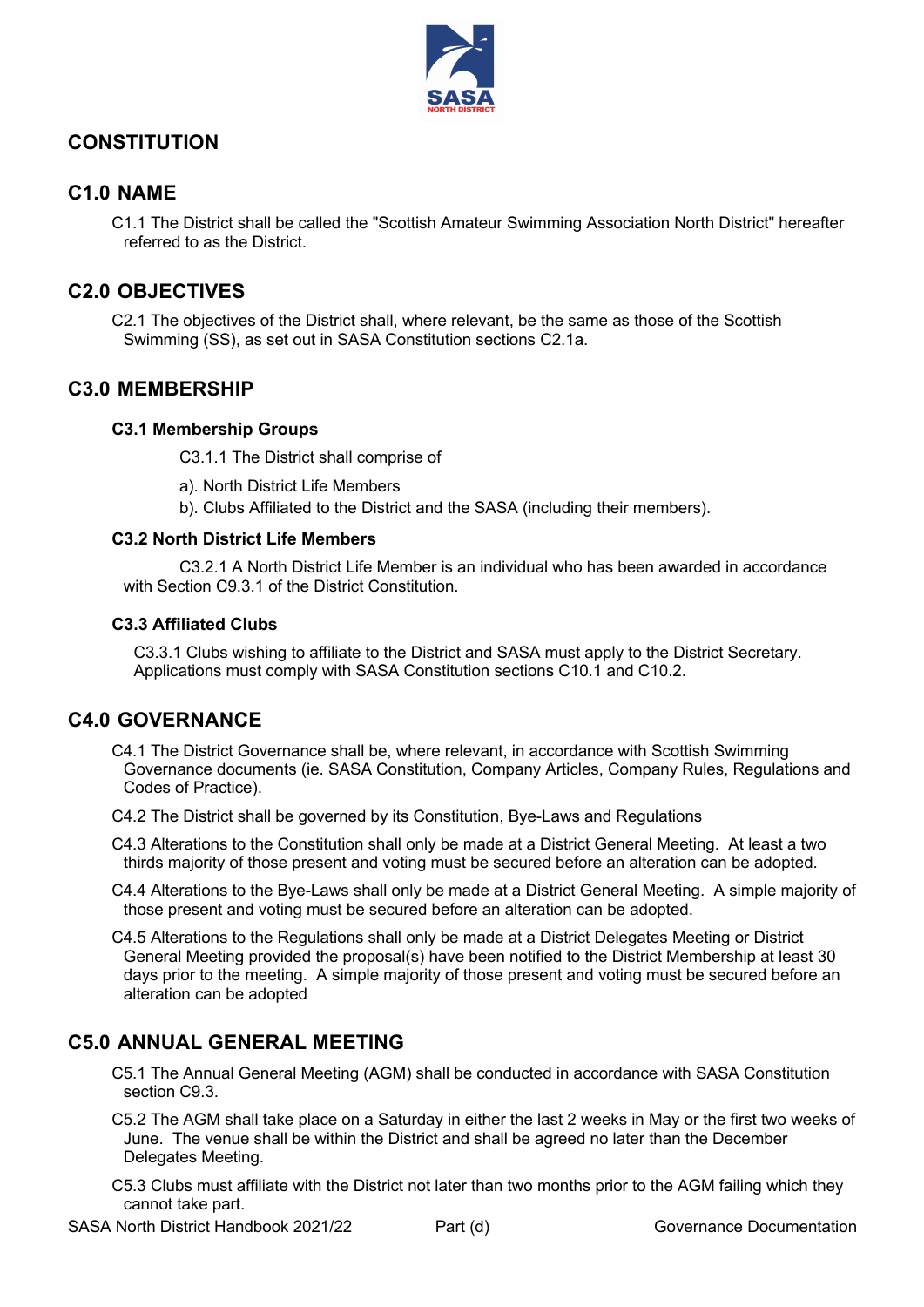# CONSTITUTION

## C1.0 NAME

C1.1 The District shall be called the "Scottish Amateur Swimming Association North District" hereafter referred to as the District.

## C2.0 OBJECTIVES

C2.1 The objectives of the District shall, where relevant, be the same as those of the Scottish Swimming (SS), as set out in SASA Constitution sections C2.1a.

## C3.0 MEMBERSHIP

### C3.1 Membership Groups

C3.1.1 The District shall comprise of

a). North District Life Members

b). Clubs Affiliated to the District and the SASA (including their members).

### C3.2 North District Life Members

C3.2.1 A North District Life Member is an individual who has been awarded in accordance with Section C9.3.1 of the District Constitution.

### C3.3 Affiliated Clubs

C3.3.1 Clubs wishing to affiliate to the District and SASA must apply to the District Secretary. Applications must comply with SASA Constitution sections C10.1 and C10.2.

## C4.0 GOVERNANCE

C4.1 The District Governance shall be, where relevant, in accordance with Scottish Swimming Governance documents (ie. SASA Constitution, Company Articles, Company Rules, Regulations and Codes of Practice).

C4.2 The District shall be governed by its Constitution, Bye-Laws and Regulations

C4.3 Alterations to the Constitution shall only be made at a District General Meeting. At least a two thirds majority of those present and voting must be secured before an alteration can be adopted.

C4.4 Alterations to the Bye-Laws shall only be made at a District General Meeting. A simple majority of those present and voting must be secured before an alteration can be adopted.

C4.5 Alterations to the Regulations shall only be made at a District Delegates Meeting or District General Meeting provided the proposal(s) have been notified to the District Membership at least 30 days prior to the meeting. A simple majority of those present and voting must be secured before an alteration can be adopted

## C5.0 ANNUAL GENERAL MEETING

C5.1 The Annual General Meeting (AGM) shall be conducted in accordance with SASA Constitution section C9.3.

C5.2 The AGM shall take place on a Saturday in either the last 2 weeks in May or the first two weeks of June. The venue shall be within the District and shall be agreed no later than the December Delegates Meeting.

C5.3 Clubs must affiliate with the District not later than two months prior to the AGM failing which they cannot take part.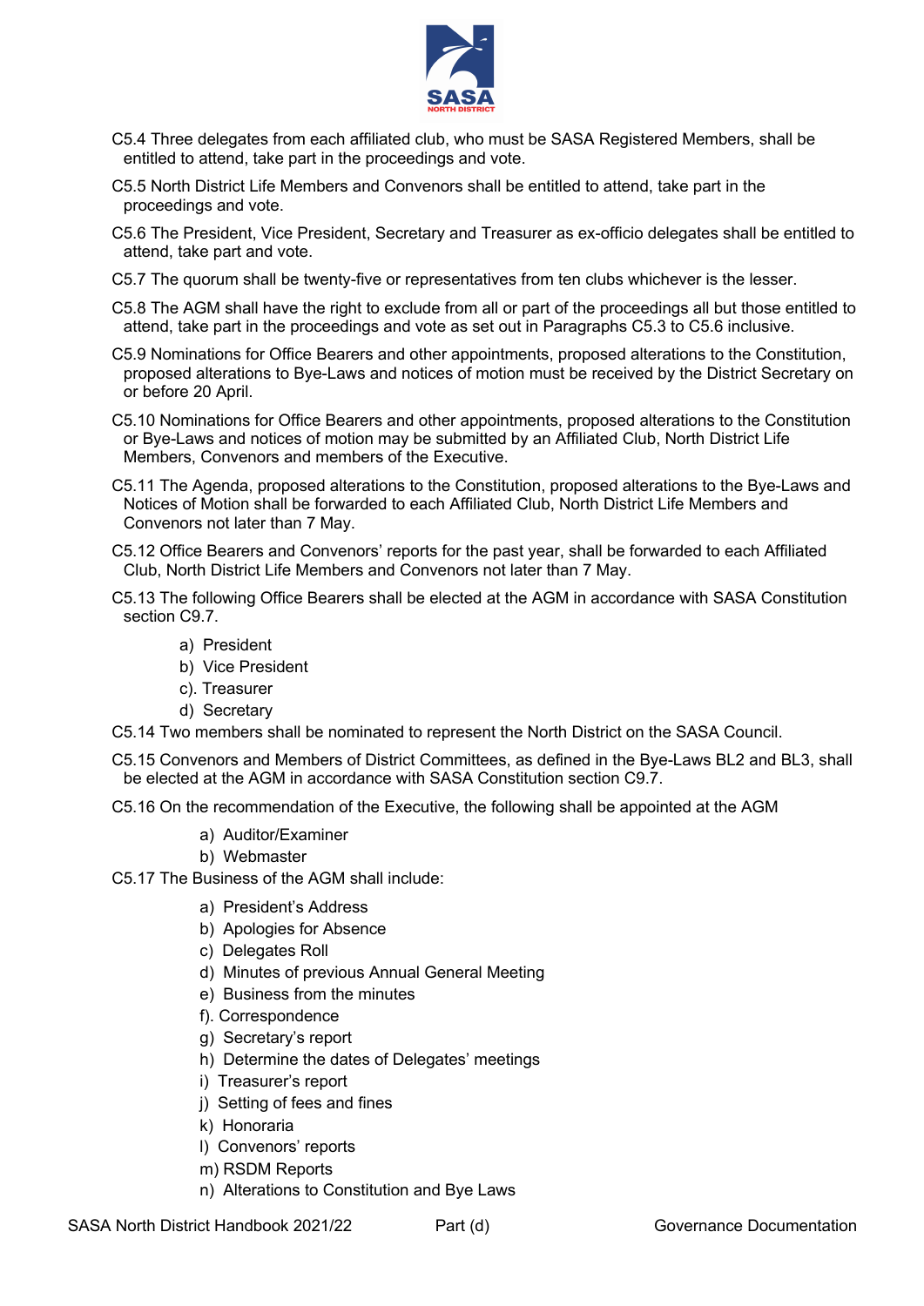C5.4 Three delegates from each affiliated club, who must be SASA Registered Members, shall be entitled to attend, take part in the proceedings and vote.

C5.5 North District Life Members and Convenors shall be entitled to attend, take part in the proceedings and vote.

C5.6 The President, Vice President, Secretary and Treasurer as ex-officio delegates shall be entitled to attend, take part and vote.

C5.7 The quorum shall be twenty-five or representatives from ten clubs whichever is the lesser.

C5.8 The AGM shall have the right to exclude from all or part of the proceedings all but those entitled to attend, take part in the proceedings and vote as set out in Paragraphs C5.3 to C5.6 inclusive.

C5.9 Nominations for Office Bearers and other appointments, proposed alterations to the Constitution, proposed alterations to Bye-Laws and notices of motion must be received by the District Secretary on or before 20 April.

C5.10 Nominations for Office Bearers and other appointments, proposed alterations to the Constitution or Bye-Laws and notices of motion may be submitted by an Affiliated Club, North District Life Members, Convenors and members of the Executive.

C5.11 The Agenda, proposed alterations to the Constitution, proposed alterations to the Bye-Laws and Notices of Motion shall be forwarded to each Affiliated Club, North District Life Members and Convenors not later than 7 May.

C5.12 Office Bearers and Convenors' reports for the past year, shall be forwarded to each Affiliated Club, North District Life Members and Convenors not later than 7 May.

C5.13 The following Office Bearers shall be elected at the AGM in accordance with SASA Constitution section C9.7.

a) President
b) Vice President
c). Treasurer
d) Secretary

C5.14 Two members shall be nominated to represent the North District on the SASA Council.

C5.15 Convenors and Members of District Committees, as defined in the Bye-Laws BL2 and BL3, shall be elected at the AGM in accordance with SASA Constitution section C9.7.

C5.16 On the recommendation of the Executive, the following shall be appointed at the AGM

a) Auditor/Examiner
b) Webmaster

C5.17 The Business of the AGM shall include:

a) President's Address
b) Apologies for Absence
c) Delegates Roll
d) Minutes of previous Annual General Meeting
e) Business from the minutes
f). Correspondence
g) Secretary's report
h) Determine the dates of Delegates' meetings
i) Treasurer's report
j) Setting of fees and fines
k) Honoraria
l) Convenors' reports
m) RSDM Reports
n) Alterations to Constitution and Bye Laws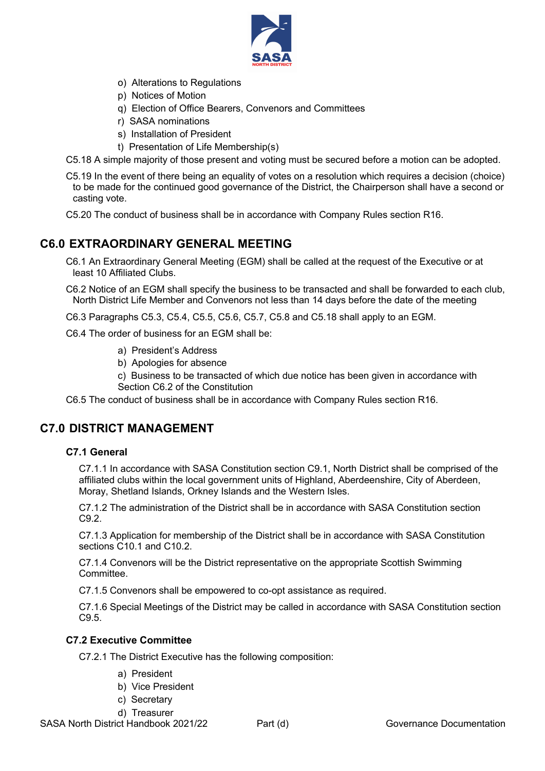o) Alterations to Regulations
p) Notices of Motion
q) Election of Office Bearers, Convenors and Committees
r) SASA nominations
s) Installation of President
t) Presentation of Life Membership(s)

C5.18 A simple majority of those present and voting must be secured before a motion can be adopted.

C5.19 In the event of there being an equality of votes on a resolution which requires a decision (choice) to be made for the continued good governance of the District, the Chairperson shall have a second or casting vote.

C5.20 The conduct of business shall be in accordance with Company Rules section R16.

## C6.0 EXTRAORDINARY GENERAL MEETING

C6.1 An Extraordinary General Meeting (EGM) shall be called at the request of the Executive or at least 10 Affiliated Clubs.

C6.2 Notice of an EGM shall specify the business to be transacted and shall be forwarded to each club, North District Life Member and Convenors not less than 14 days before the date of the meeting

C6.3 Paragraphs C5.3, C5.4, C5.5, C5.6, C5.7, C5.8 and C5.18 shall apply to an EGM.

C6.4 The order of business for an EGM shall be:

a) President's Address
b) Apologies for absence
c) Business to be transacted of which due notice has been given in accordance with Section C6.2 of the Constitution

C6.5 The conduct of business shall be in accordance with Company Rules section R16.

## C7.0 DISTRICT MANAGEMENT

### C7.1 General

C7.1.1 In accordance with SASA Constitution section C9.1, North District shall be comprised of the affiliated clubs within the local government units of Highland, Aberdeenshire, City of Aberdeen, Moray, Shetland Islands, Orkney Islands and the Western Isles.

C7.1.2 The administration of the District shall be in accordance with SASA Constitution section C9.2.

C7.1.3 Application for membership of the District shall be in accordance with SASA Constitution sections C10.1 and C10.2.

C7.1.4 Convenors will be the District representative on the appropriate Scottish Swimming Committee.

C7.1.5 Convenors shall be empowered to co-opt assistance as required.

C7.1.6 Special Meetings of the District may be called in accordance with SASA Constitution section C9.5.

### C7.2 Executive Committee

C7.2.1 The District Executive has the following composition:

a) President
b) Vice President
c) Secretary
d) Treasurer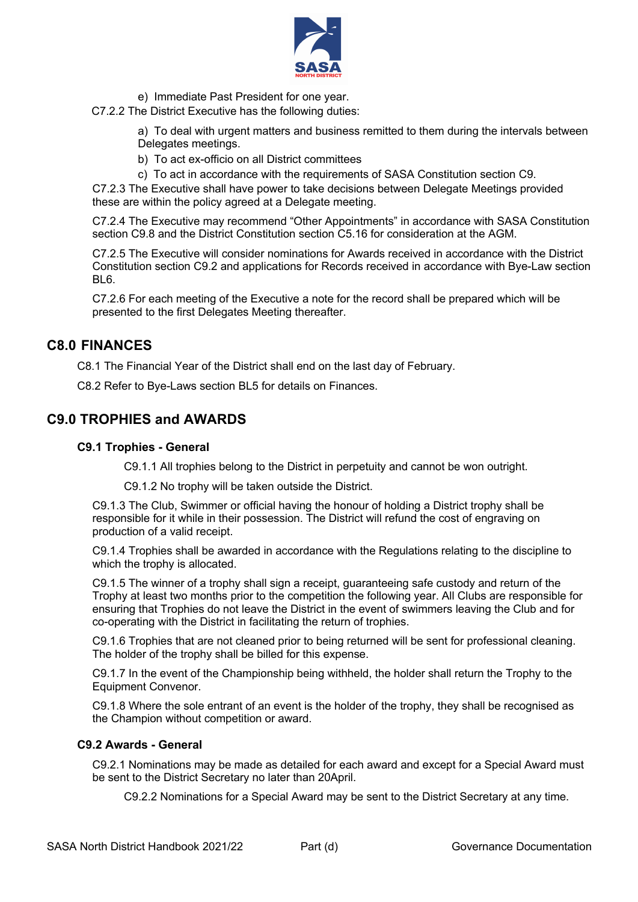e) Immediate Past President for one year.

C7.2.2 The District Executive has the following duties:

a) To deal with urgent matters and business remitted to them during the intervals between Delegates meetings.

b) To act ex-officio on all District committees

c) To act in accordance with the requirements of SASA Constitution section C9.

C7.2.3 The Executive shall have power to take decisions between Delegate Meetings provided these are within the policy agreed at a Delegate meeting.

C7.2.4 The Executive may recommend "Other Appointments" in accordance with SASA Constitution section C9.8 and the District Constitution section C5.16 for consideration at the AGM.

C7.2.5 The Executive will consider nominations for Awards received in accordance with the District Constitution section C9.2 and applications for Records received in accordance with Bye-Law section BL6.

C7.2.6 For each meeting of the Executive a note for the record shall be prepared which will be presented to the first Delegates Meeting thereafter.

## C8.0 FINANCES

C8.1 The Financial Year of the District shall end on the last day of February.

C8.2 Refer to Bye-Laws section BL5 for details on Finances.

## C9.0 TROPHIES and AWARDS

### C9.1 Trophies - General

C9.1.1 All trophies belong to the District in perpetuity and cannot be won outright.

C9.1.2 No trophy will be taken outside the District.

C9.1.3 The Club, Swimmer or official having the honour of holding a District trophy shall be responsible for it while in their possession. The District will refund the cost of engraving on production of a valid receipt.

C9.1.4 Trophies shall be awarded in accordance with the Regulations relating to the discipline to which the trophy is allocated.

C9.1.5 The winner of a trophy shall sign a receipt, guaranteeing safe custody and return of the Trophy at least two months prior to the competition the following year. All Clubs are responsible for ensuring that Trophies do not leave the District in the event of swimmers leaving the Club and for co-operating with the District in facilitating the return of trophies.

C9.1.6 Trophies that are not cleaned prior to being returned will be sent for professional cleaning. The holder of the trophy shall be billed for this expense.

C9.1.7 In the event of the Championship being withheld, the holder shall return the Trophy to the Equipment Convenor.

C9.1.8 Where the sole entrant of an event is the holder of the trophy, they shall be recognised as the Champion without competition or award.

### C9.2 Awards - General

C9.2.1 Nominations may be made as detailed for each award and except for a Special Award must be sent to the District Secretary no later than 20April.

C9.2.2 Nominations for a Special Award may be sent to the District Secretary at any time.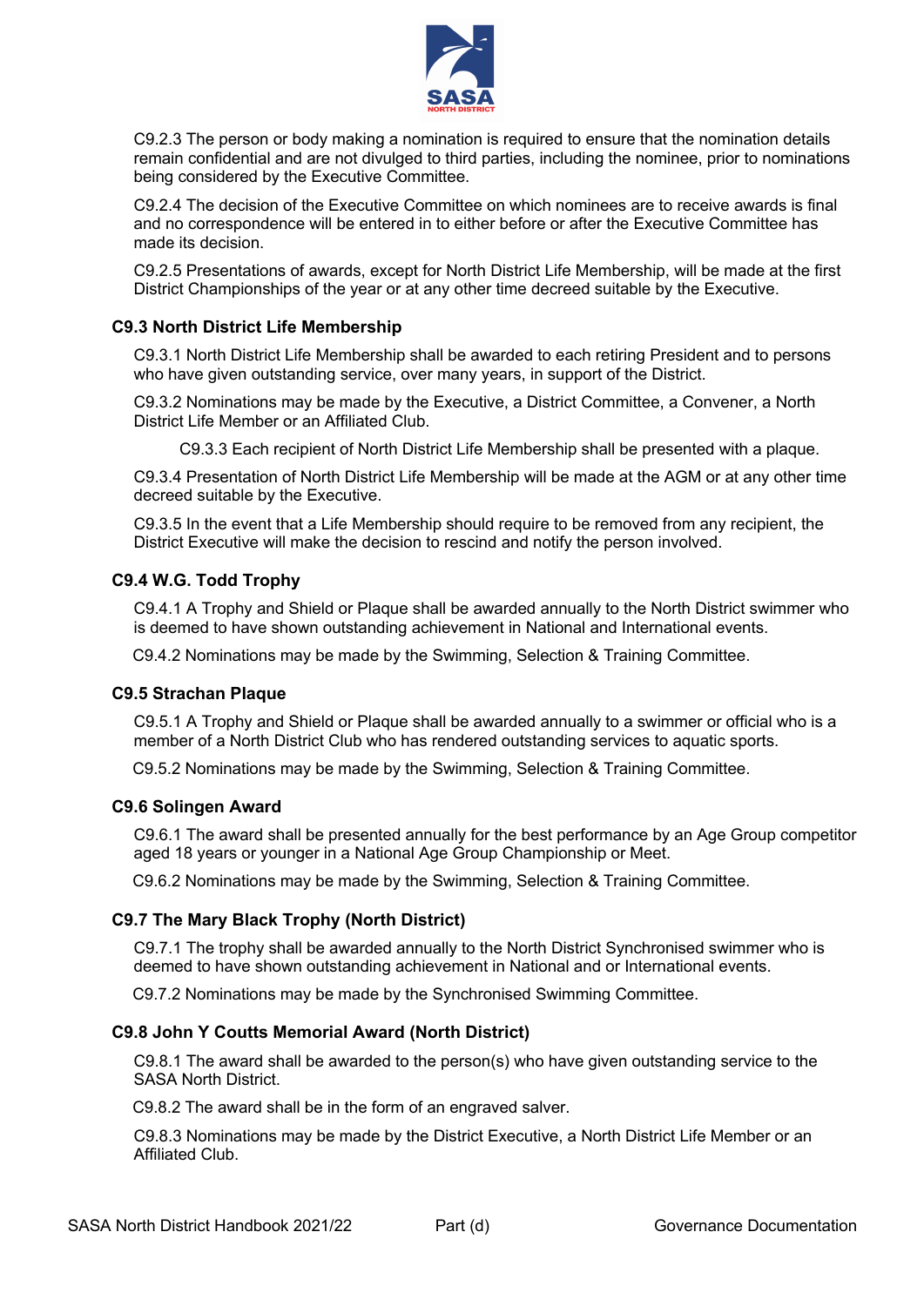C9.2.3 The person or body making a nomination is required to ensure that the nomination details remain confidential and are not divulged to third parties, including the nominee, prior to nominations being considered by the Executive Committee.

C9.2.4 The decision of the Executive Committee on which nominees are to receive awards is final and no correspondence will be entered in to either before or after the Executive Committee has made its decision.

C9.2.5 Presentations of awards, except for North District Life Membership, will be made at the first District Championships of the year or at any other time decreed suitable by the Executive.

### C9.3 North District Life Membership

C9.3.1 North District Life Membership shall be awarded to each retiring President and to persons who have given outstanding service, over many years, in support of the District.

C9.3.2 Nominations may be made by the Executive, a District Committee, a Convener, a North District Life Member or an Affiliated Club.

C9.3.3 Each recipient of North District Life Membership shall be presented with a plaque.

C9.3.4 Presentation of North District Life Membership will be made at the AGM or at any other time decreed suitable by the Executive.

C9.3.5 In the event that a Life Membership should require to be removed from any recipient, the District Executive will make the decision to rescind and notify the person involved.

### C9.4 W.G. Todd Trophy

C9.4.1 A Trophy and Shield or Plaque shall be awarded annually to the North District swimmer who is deemed to have shown outstanding achievement in National and International events.

C9.4.2 Nominations may be made by the Swimming, Selection & Training Committee.

### C9.5 Strachan Plaque

C9.5.1 A Trophy and Shield or Plaque shall be awarded annually to a swimmer or official who is a member of a North District Club who has rendered outstanding services to aquatic sports.

C9.5.2 Nominations may be made by the Swimming, Selection & Training Committee.

### C9.6 Solingen Award

C9.6.1 The award shall be presented annually for the best performance by an Age Group competitor aged 18 years or younger in a National Age Group Championship or Meet.

C9.6.2 Nominations may be made by the Swimming, Selection & Training Committee.

### C9.7 The Mary Black Trophy (North District)

C9.7.1 The trophy shall be awarded annually to the North District Synchronised swimmer who is deemed to have shown outstanding achievement in National and or International events.

C9.7.2 Nominations may be made by the Synchronised Swimming Committee.

### C9.8 John Y Coutts Memorial Award (North District)

C9.8.1 The award shall be awarded to the person(s) who have given outstanding service to the SASA North District.

C9.8.2 The award shall be in the form of an engraved salver.

C9.8.3 Nominations may be made by the District Executive, a North District Life Member or an Affiliated Club.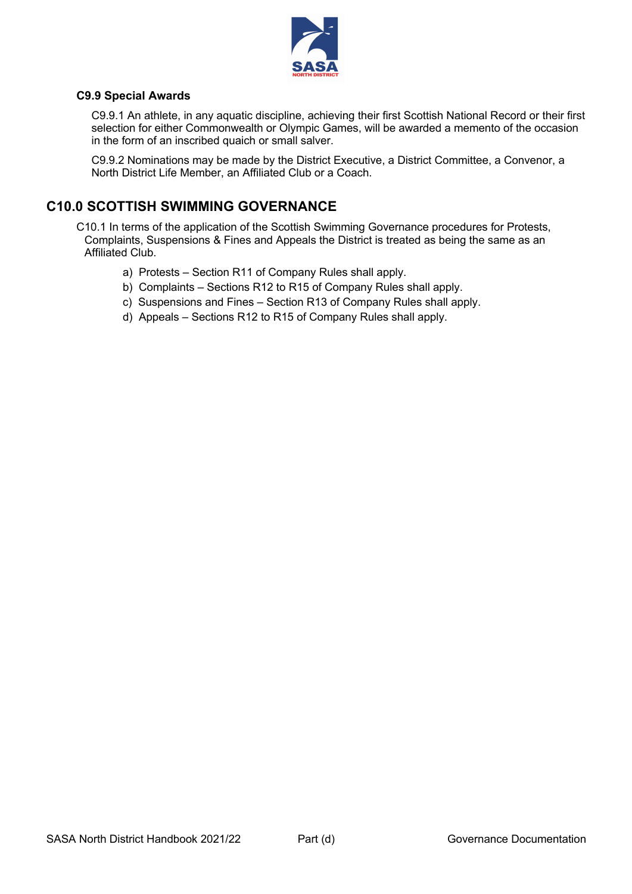### C9.9 Special Awards

C9.9.1 An athlete, in any aquatic discipline, achieving their first Scottish National Record or their first selection for either Commonwealth or Olympic Games, will be awarded a memento of the occasion in the form of an inscribed quaich or small salver.

C9.9.2 Nominations may be made by the District Executive, a District Committee, a Convenor, a North District Life Member, an Affiliated Club or a Coach.

## C10.0 SCOTTISH SWIMMING GOVERNANCE

C10.1 In terms of the application of the Scottish Swimming Governance procedures for Protests, Complaints, Suspensions & Fines and Appeals the District is treated as being the same as an Affiliated Club.

a) Protests – Section R11 of Company Rules shall apply.
b) Complaints – Sections R12 to R15 of Company Rules shall apply.
c) Suspensions and Fines – Section R13 of Company Rules shall apply.
d) Appeals – Sections R12 to R15 of Company Rules shall apply.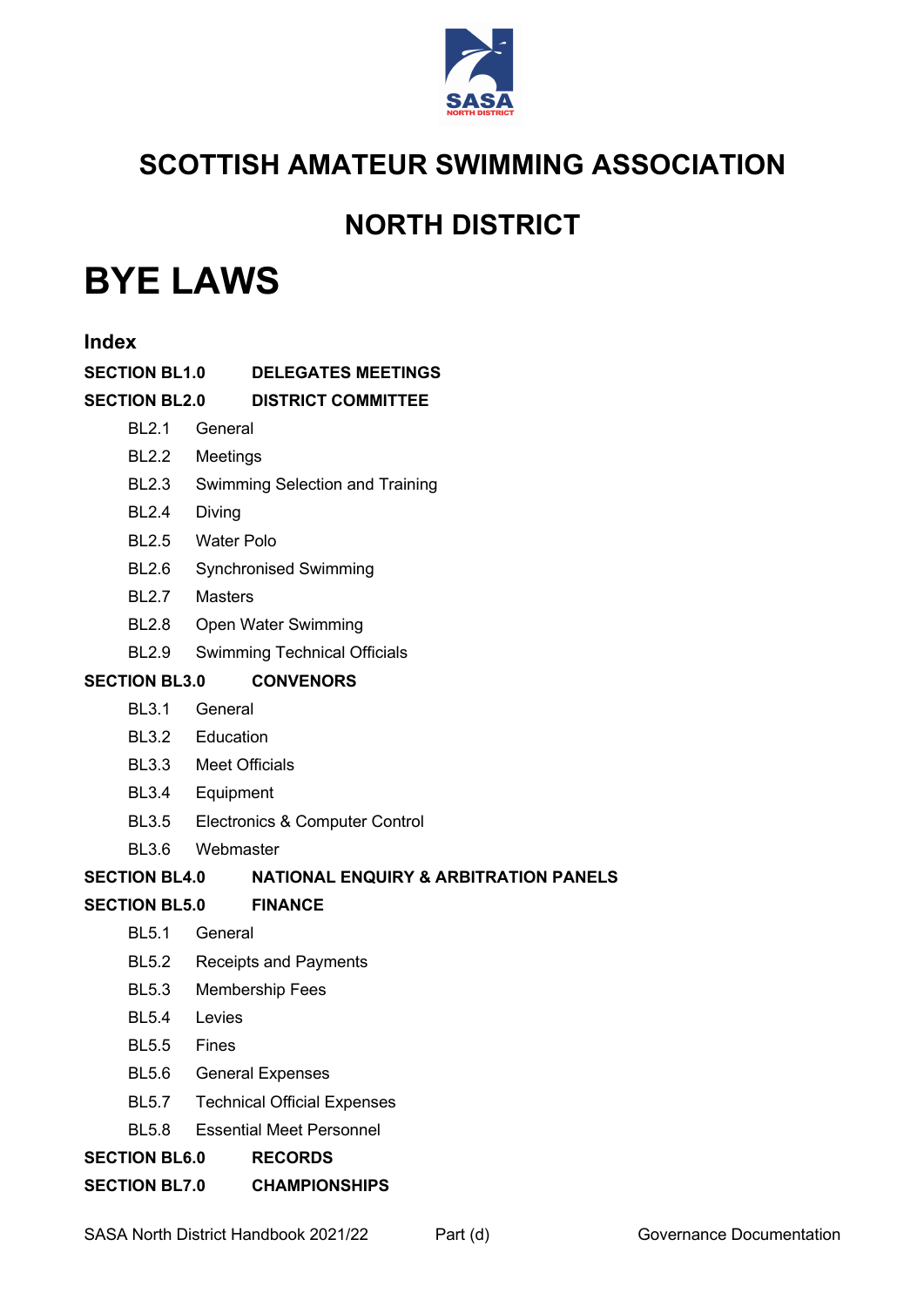# SCOTTISH AMATEUR SWIMMING ASSOCIATION

## NORTH DISTRICT

# BYE LAWS

### Index

**SECTION BL1.0 DELEGATES MEETINGS**

**SECTION BL2.0 DISTRICT COMMITTEE**

- BL2.1 General
- BL2.2 Meetings
- BL2.3 Swimming Selection and Training
- BL2.4 Diving
- BL2.5 Water Polo
- BL2.6 Synchronised Swimming
- BL2.7 Masters
- BL2.8 Open Water Swimming
- BL2.9 Swimming Technical Officials

**SECTION BL3.0 CONVENORS**

- BL3.1 General
- BL3.2 Education
- BL3.3 Meet Officials
- BL3.4 Equipment
- BL3.5 Electronics & Computer Control
- BL3.6 Webmaster

**SECTION BL4.0 NATIONAL ENQUIRY & ARBITRATION PANELS**

**SECTION BL5.0 FINANCE**

- BL5.1 General
- BL5.2 Receipts and Payments
- BL5.3 Membership Fees
- BL5.4 Levies
- BL5.5 Fines
- BL5.6 General Expenses
- BL5.7 Technical Official Expenses
- BL5.8 Essential Meet Personnel

**SECTION BL6.0 RECORDS**

**SECTION BL7.0 CHAMPIONSHIPS**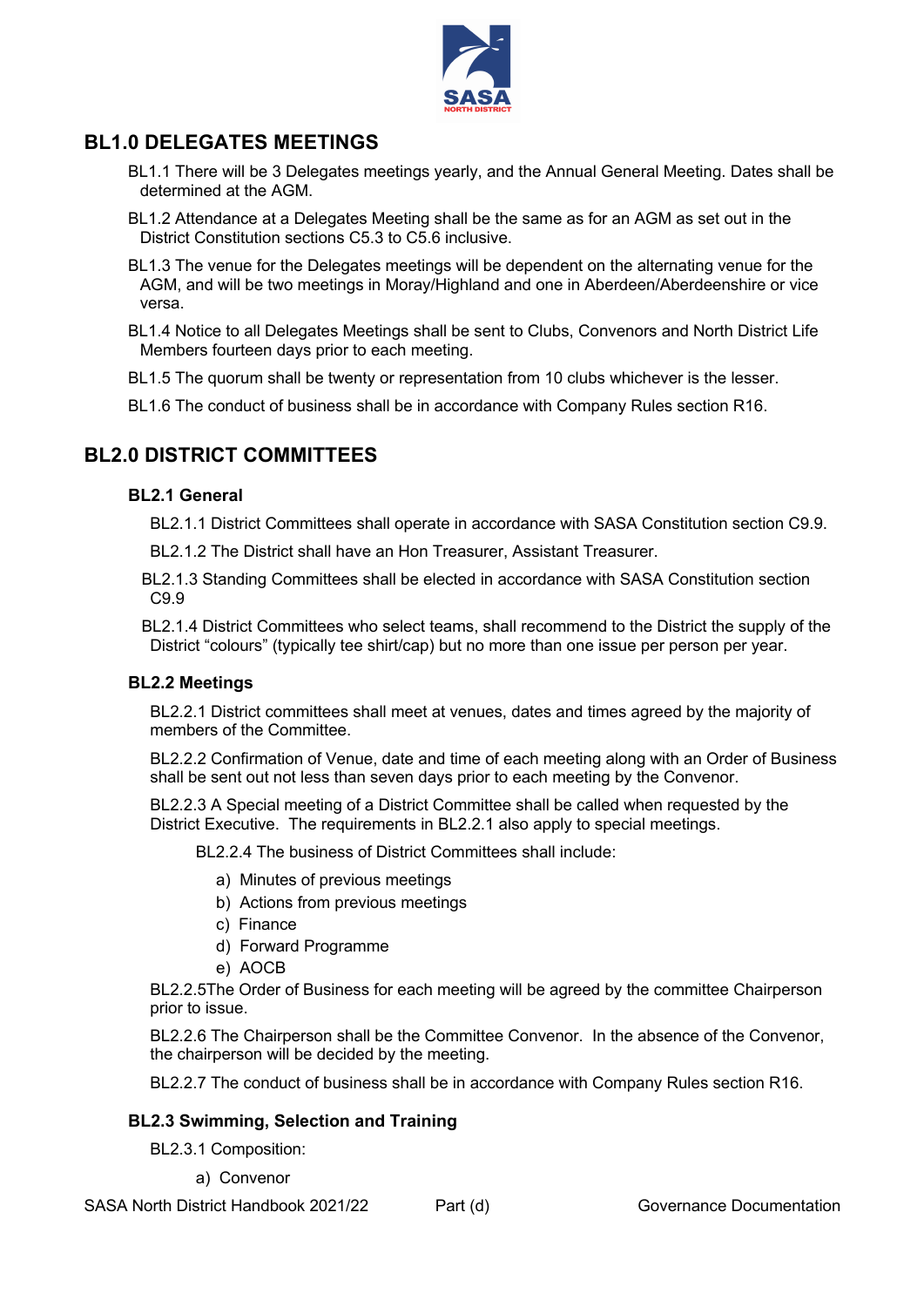## BL1.0 DELEGATES MEETINGS

BL1.1 There will be 3 Delegates meetings yearly, and the Annual General Meeting. Dates shall be determined at the AGM.

BL1.2 Attendance at a Delegates Meeting shall be the same as for an AGM as set out in the District Constitution sections C5.3 to C5.6 inclusive.

BL1.3 The venue for the Delegates meetings will be dependent on the alternating venue for the AGM, and will be two meetings in Moray/Highland and one in Aberdeen/Aberdeenshire or vice versa.

BL1.4 Notice to all Delegates Meetings shall be sent to Clubs, Convenors and North District Life Members fourteen days prior to each meeting.

BL1.5 The quorum shall be twenty or representation from 10 clubs whichever is the lesser.

BL1.6 The conduct of business shall be in accordance with Company Rules section R16.

## BL2.0 DISTRICT COMMITTEES

### BL2.1 General

BL2.1.1 District Committees shall operate in accordance with SASA Constitution section C9.9.

BL2.1.2 The District shall have an Hon Treasurer, Assistant Treasurer.

BL2.1.3 Standing Committees shall be elected in accordance with SASA Constitution section C9.9

BL2.1.4 District Committees who select teams, shall recommend to the District the supply of the District "colours" (typically tee shirt/cap) but no more than one issue per person per year.

### BL2.2 Meetings

BL2.2.1 District committees shall meet at venues, dates and times agreed by the majority of members of the Committee.

BL2.2.2 Confirmation of Venue, date and time of each meeting along with an Order of Business shall be sent out not less than seven days prior to each meeting by the Convenor.

BL2.2.3 A Special meeting of a District Committee shall be called when requested by the District Executive. The requirements in BL2.2.1 also apply to special meetings.

BL2.2.4 The business of District Committees shall include:

a) Minutes of previous meetings
b) Actions from previous meetings
c) Finance
d) Forward Programme
e) AOCB

BL2.2.5The Order of Business for each meeting will be agreed by the committee Chairperson prior to issue.

BL2.2.6 The Chairperson shall be the Committee Convenor. In the absence of the Convenor, the chairperson will be decided by the meeting.

BL2.2.7 The conduct of business shall be in accordance with Company Rules section R16.

### BL2.3 Swimming, Selection and Training

BL2.3.1 Composition:

a) Convenor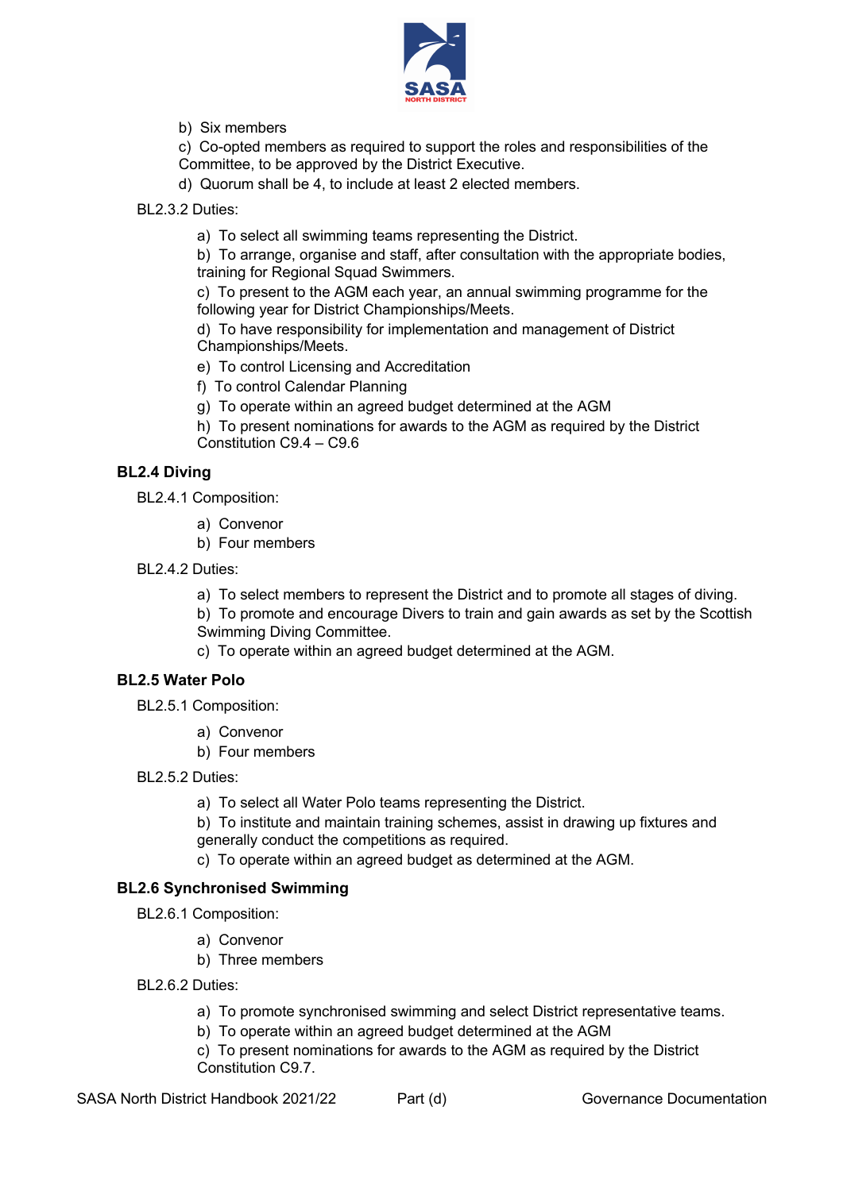b) Six members

c) Co-opted members as required to support the roles and responsibilities of the Committee, to be approved by the District Executive.

d) Quorum shall be 4, to include at least 2 elected members.

BL2.3.2 Duties:

a) To select all swimming teams representing the District.

b) To arrange, organise and staff, after consultation with the appropriate bodies, training for Regional Squad Swimmers.

c) To present to the AGM each year, an annual swimming programme for the following year for District Championships/Meets.

d) To have responsibility for implementation and management of District Championships/Meets.

e) To control Licensing and Accreditation

f) To control Calendar Planning

g) To operate within an agreed budget determined at the AGM

h) To present nominations for awards to the AGM as required by the District Constitution C9.4 – C9.6

### BL2.4 Diving

BL2.4.1 Composition:

a) Convenor

b) Four members

BL2.4.2 Duties:

a) To select members to represent the District and to promote all stages of diving.

b) To promote and encourage Divers to train and gain awards as set by the Scottish Swimming Diving Committee.

c) To operate within an agreed budget determined at the AGM.

### BL2.5 Water Polo

BL2.5.1 Composition:

a) Convenor

b) Four members

BL2.5.2 Duties:

a) To select all Water Polo teams representing the District.

b) To institute and maintain training schemes, assist in drawing up fixtures and generally conduct the competitions as required.

c) To operate within an agreed budget as determined at the AGM.

### BL2.6 Synchronised Swimming

BL2.6.1 Composition:

a) Convenor

b) Three members

BL2.6.2 Duties:

a) To promote synchronised swimming and select District representative teams.

b) To operate within an agreed budget determined at the AGM

c) To present nominations for awards to the AGM as required by the District Constitution C9.7.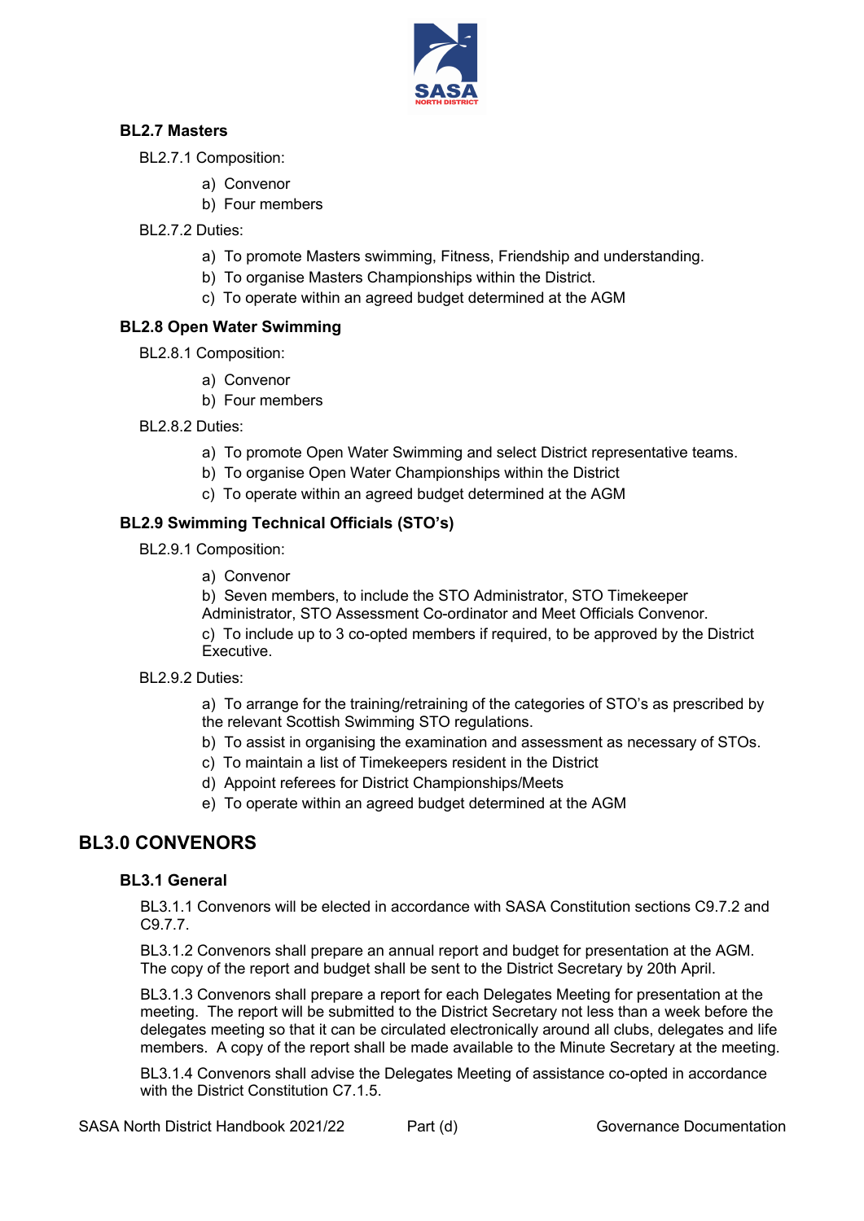### BL2.7 Masters

BL2.7.1 Composition:

a) Convenor
b) Four members

BL2.7.2 Duties:

a) To promote Masters swimming, Fitness, Friendship and understanding.
b) To organise Masters Championships within the District.
c) To operate within an agreed budget determined at the AGM

### BL2.8 Open Water Swimming

BL2.8.1 Composition:

a) Convenor
b) Four members

BL2.8.2 Duties:

a) To promote Open Water Swimming and select District representative teams.
b) To organise Open Water Championships within the District
c) To operate within an agreed budget determined at the AGM

### BL2.9 Swimming Technical Officials (STO's)

BL2.9.1 Composition:

a) Convenor

b) Seven members, to include the STO Administrator, STO Timekeeper Administrator, STO Assessment Co-ordinator and Meet Officials Convenor.

c) To include up to 3 co-opted members if required, to be approved by the District Executive.

BL2.9.2 Duties:

a) To arrange for the training/retraining of the categories of STO's as prescribed by the relevant Scottish Swimming STO regulations.
b) To assist in organising the examination and assessment as necessary of STOs.
c) To maintain a list of Timekeepers resident in the District
d) Appoint referees for District Championships/Meets
e) To operate within an agreed budget determined at the AGM

## BL3.0 CONVENORS

### BL3.1 General

BL3.1.1 Convenors will be elected in accordance with SASA Constitution sections C9.7.2 and C9.7.7.

BL3.1.2 Convenors shall prepare an annual report and budget for presentation at the AGM. The copy of the report and budget shall be sent to the District Secretary by 20th April.

BL3.1.3 Convenors shall prepare a report for each Delegates Meeting for presentation at the meeting. The report will be submitted to the District Secretary not less than a week before the delegates meeting so that it can be circulated electronically around all clubs, delegates and life members. A copy of the report shall be made available to the Minute Secretary at the meeting.

BL3.1.4 Convenors shall advise the Delegates Meeting of assistance co-opted in accordance with the District Constitution C7.1.5.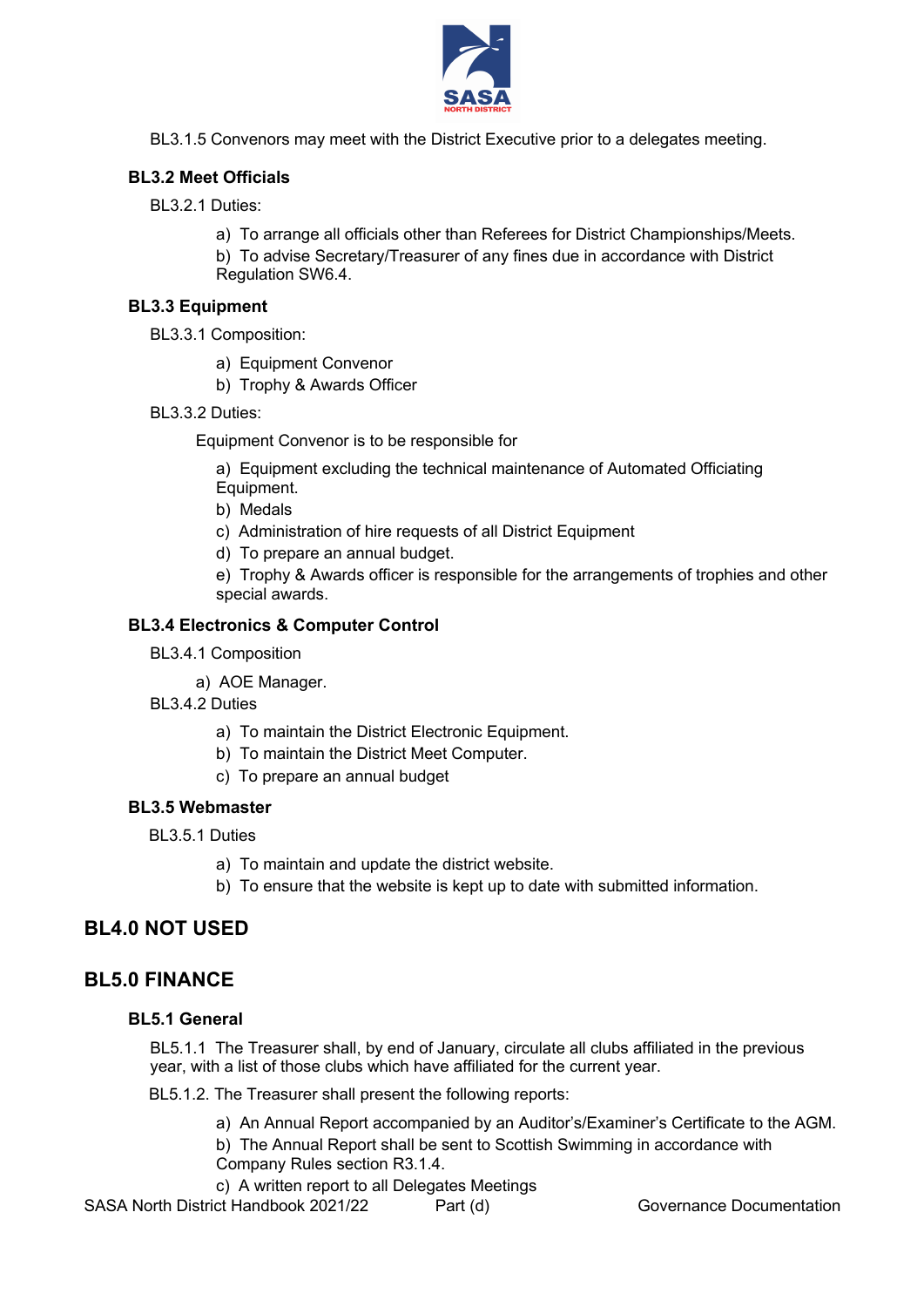BL3.1.5 Convenors may meet with the District Executive prior to a delegates meeting.

### BL3.2 Meet Officials

BL3.2.1 Duties:

a) To arrange all officials other than Referees for District Championships/Meets.

b) To advise Secretary/Treasurer of any fines due in accordance with District Regulation SW6.4.

### BL3.3 Equipment

BL3.3.1 Composition:

a) Equipment Convenor
b) Trophy & Awards Officer

BL3.3.2 Duties:

Equipment Convenor is to be responsible for

a) Equipment excluding the technical maintenance of Automated Officiating Equipment.
b) Medals
c) Administration of hire requests of all District Equipment
d) To prepare an annual budget.
e) Trophy & Awards officer is responsible for the arrangements of trophies and other special awards.

### BL3.4 Electronics & Computer Control

BL3.4.1 Composition

a) AOE Manager.

BL3.4.2 Duties

a) To maintain the District Electronic Equipment.
b) To maintain the District Meet Computer.
c) To prepare an annual budget

### BL3.5 Webmaster

BL3.5.1 Duties

a) To maintain and update the district website.
b) To ensure that the website is kept up to date with submitted information.

## BL4.0 NOT USED

## BL5.0 FINANCE

### BL5.1 General

BL5.1.1 The Treasurer shall, by end of January, circulate all clubs affiliated in the previous year, with a list of those clubs which have affiliated for the current year.

BL5.1.2. The Treasurer shall present the following reports:

a) An Annual Report accompanied by an Auditor's/Examiner's Certificate to the AGM.
b) The Annual Report shall be sent to Scottish Swimming in accordance with Company Rules section R3.1.4.
c) A written report to all Delegates Meetings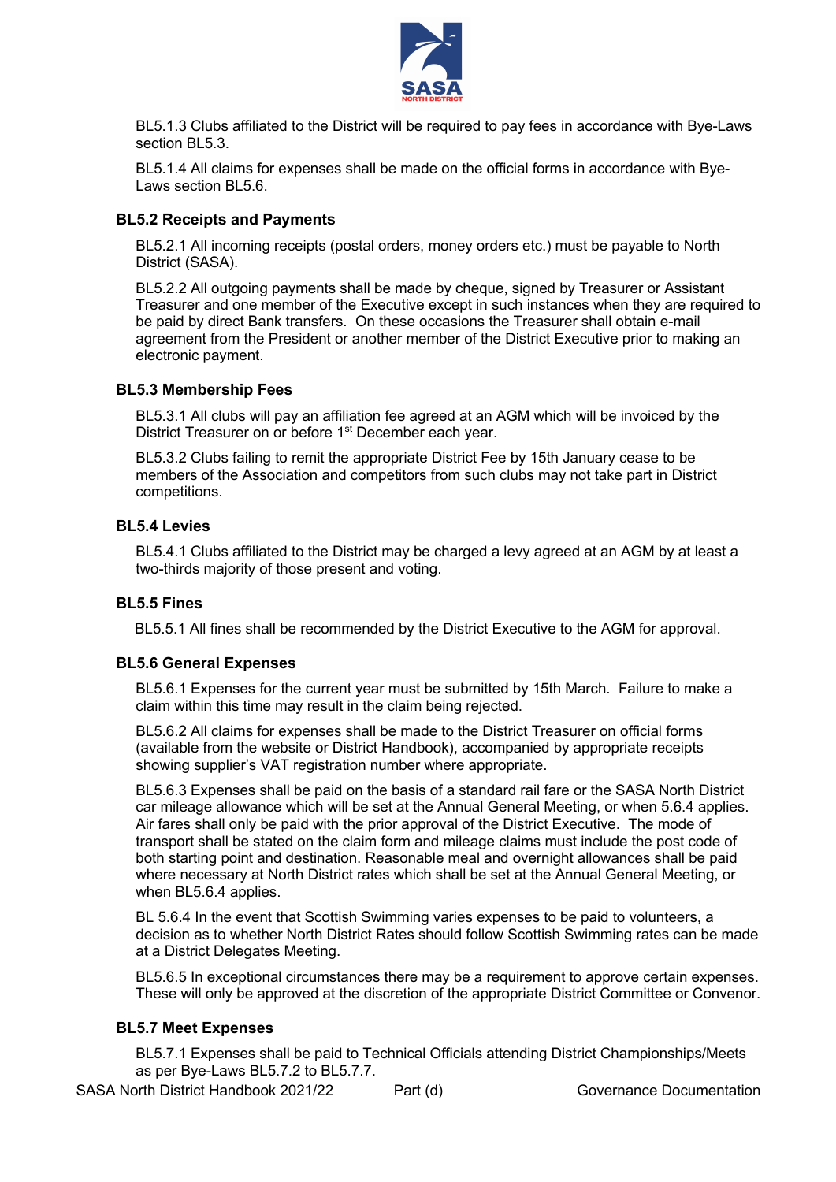BL5.1.3 Clubs affiliated to the District will be required to pay fees in accordance with Bye-Laws section BL5.3.

BL5.1.4 All claims for expenses shall be made on the official forms in accordance with Bye-Laws section BL5.6.

### BL5.2 Receipts and Payments

BL5.2.1 All incoming receipts (postal orders, money orders etc.) must be payable to North District (SASA).

BL5.2.2 All outgoing payments shall be made by cheque, signed by Treasurer or Assistant Treasurer and one member of the Executive except in such instances when they are required to be paid by direct Bank transfers. On these occasions the Treasurer shall obtain e-mail agreement from the President or another member of the District Executive prior to making an electronic payment.

### BL5.3 Membership Fees

BL5.3.1 All clubs will pay an affiliation fee agreed at an AGM which will be invoiced by the District Treasurer on or before 1st December each year.

BL5.3.2 Clubs failing to remit the appropriate District Fee by 15th January cease to be members of the Association and competitors from such clubs may not take part in District competitions.

### BL5.4 Levies

BL5.4.1 Clubs affiliated to the District may be charged a levy agreed at an AGM by at least a two-thirds majority of those present and voting.

### BL5.5 Fines

BL5.5.1 All fines shall be recommended by the District Executive to the AGM for approval.

### BL5.6 General Expenses

BL5.6.1 Expenses for the current year must be submitted by 15th March. Failure to make a claim within this time may result in the claim being rejected.

BL5.6.2 All claims for expenses shall be made to the District Treasurer on official forms (available from the website or District Handbook), accompanied by appropriate receipts showing supplier's VAT registration number where appropriate.

BL5.6.3 Expenses shall be paid on the basis of a standard rail fare or the SASA North District car mileage allowance which will be set at the Annual General Meeting, or when 5.6.4 applies. Air fares shall only be paid with the prior approval of the District Executive. The mode of transport shall be stated on the claim form and mileage claims must include the post code of both starting point and destination. Reasonable meal and overnight allowances shall be paid where necessary at North District rates which shall be set at the Annual General Meeting, or when BL5.6.4 applies.

BL 5.6.4 In the event that Scottish Swimming varies expenses to be paid to volunteers, a decision as to whether North District Rates should follow Scottish Swimming rates can be made at a District Delegates Meeting.

BL5.6.5 In exceptional circumstances there may be a requirement to approve certain expenses. These will only be approved at the discretion of the appropriate District Committee or Convenor.

### BL5.7 Meet Expenses

BL5.7.1 Expenses shall be paid to Technical Officials attending District Championships/Meets as per Bye-Laws BL5.7.2 to BL5.7.7.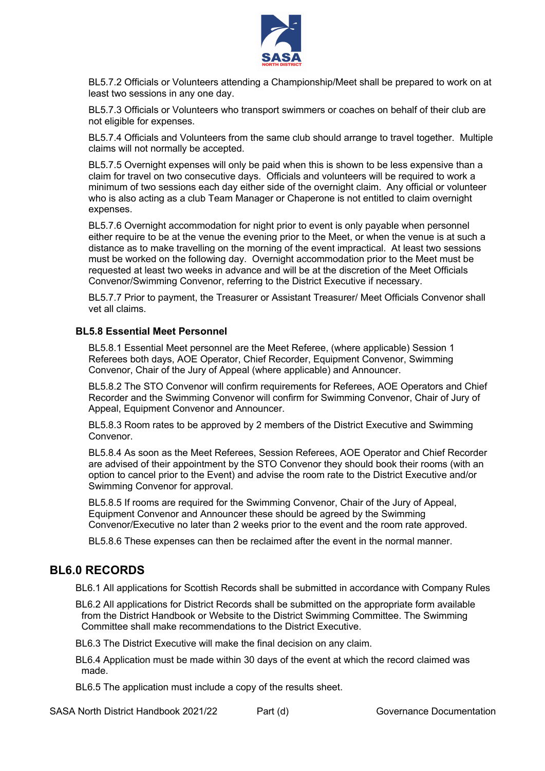BL5.7.2 Officials or Volunteers attending a Championship/Meet shall be prepared to work on at least two sessions in any one day.

BL5.7.3 Officials or Volunteers who transport swimmers or coaches on behalf of their club are not eligible for expenses.

BL5.7.4 Officials and Volunteers from the same club should arrange to travel together. Multiple claims will not normally be accepted.

BL5.7.5 Overnight expenses will only be paid when this is shown to be less expensive than a claim for travel on two consecutive days. Officials and volunteers will be required to work a minimum of two sessions each day either side of the overnight claim. Any official or volunteer who is also acting as a club Team Manager or Chaperone is not entitled to claim overnight expenses.

BL5.7.6 Overnight accommodation for night prior to event is only payable when personnel either require to be at the venue the evening prior to the Meet, or when the venue is at such a distance as to make travelling on the morning of the event impractical. At least two sessions must be worked on the following day. Overnight accommodation prior to the Meet must be requested at least two weeks in advance and will be at the discretion of the Meet Officials Convenor/Swimming Convenor, referring to the District Executive if necessary.

BL5.7.7 Prior to payment, the Treasurer or Assistant Treasurer/ Meet Officials Convenor shall vet all claims.

### BL5.8 Essential Meet Personnel

BL5.8.1 Essential Meet personnel are the Meet Referee, (where applicable) Session 1 Referees both days, AOE Operator, Chief Recorder, Equipment Convenor, Swimming Convenor, Chair of the Jury of Appeal (where applicable) and Announcer.

BL5.8.2 The STO Convenor will confirm requirements for Referees, AOE Operators and Chief Recorder and the Swimming Convenor will confirm for Swimming Convenor, Chair of Jury of Appeal, Equipment Convenor and Announcer.

BL5.8.3 Room rates to be approved by 2 members of the District Executive and Swimming Convenor.

BL5.8.4 As soon as the Meet Referees, Session Referees, AOE Operator and Chief Recorder are advised of their appointment by the STO Convenor they should book their rooms (with an option to cancel prior to the Event) and advise the room rate to the District Executive and/or Swimming Convenor for approval.

BL5.8.5 If rooms are required for the Swimming Convenor, Chair of the Jury of Appeal, Equipment Convenor and Announcer these should be agreed by the Swimming Convenor/Executive no later than 2 weeks prior to the event and the room rate approved.

BL5.8.6 These expenses can then be reclaimed after the event in the normal manner.

## BL6.0 RECORDS

BL6.1 All applications for Scottish Records shall be submitted in accordance with Company Rules

BL6.2 All applications for District Records shall be submitted on the appropriate form available from the District Handbook or Website to the District Swimming Committee. The Swimming Committee shall make recommendations to the District Executive.

BL6.3 The District Executive will make the final decision on any claim.

BL6.4 Application must be made within 30 days of the event at which the record claimed was made.

BL6.5 The application must include a copy of the results sheet.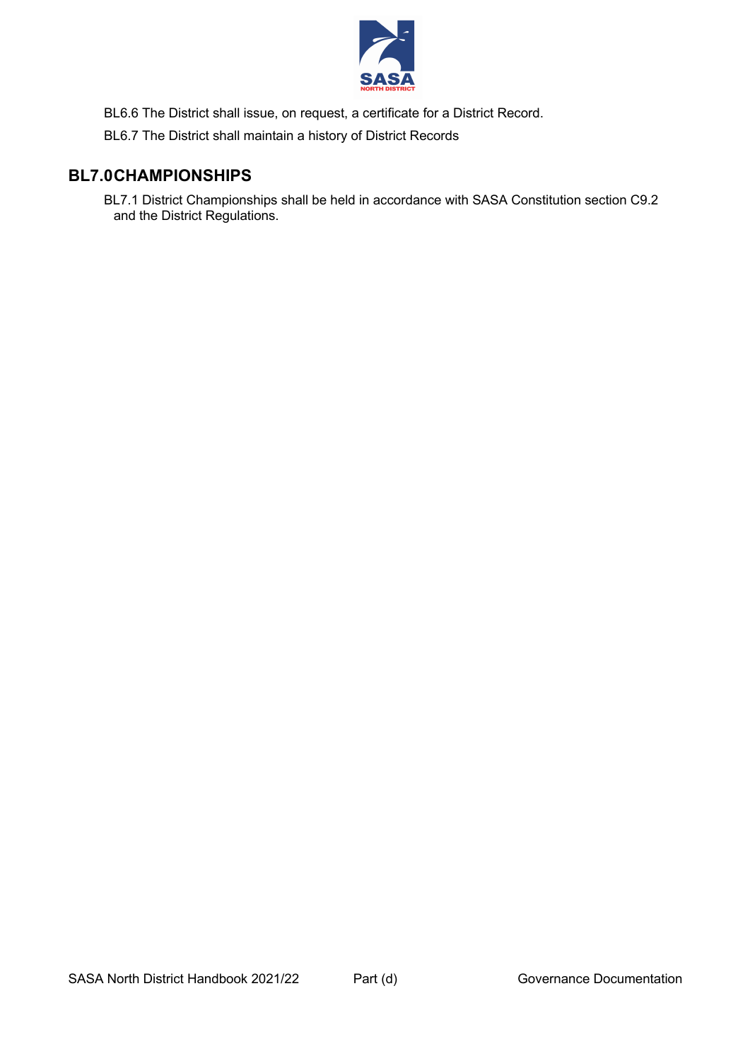BL6.6 The District shall issue, on request, a certificate for a District Record.

BL6.7 The District shall maintain a history of District Records

## BL7.0 CHAMPIONSHIPS

BL7.1 District Championships shall be held in accordance with SASA Constitution section C9.2 and the District Regulations.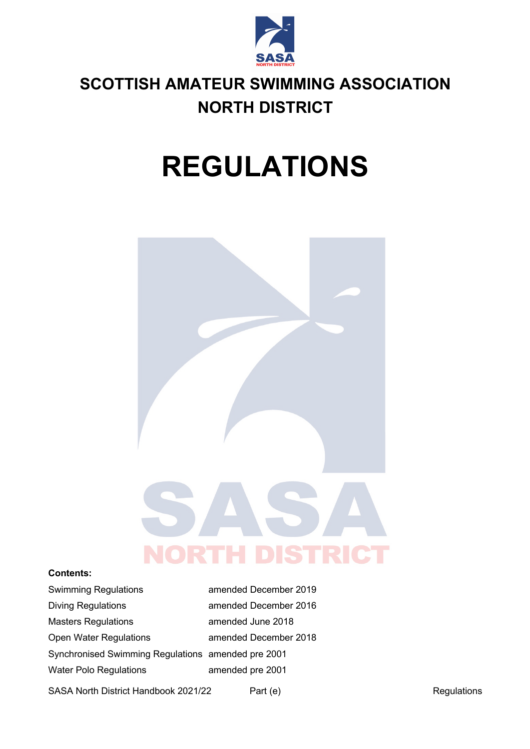# SCOTTISH AMATEUR SWIMMING ASSOCIATION NORTH DISTRICT

# REGULATIONS

**Contents:**

| | |
|---|---|
| Swimming Regulations | amended December 2019 |
| Diving Regulations | amended December 2016 |
| Masters Regulations | amended June 2018 |
| Open Water Regulations | amended December 2018 |
| Synchronised Swimming Regulations | amended pre 2001 |
| Water Polo Regulations | amended pre 2001 |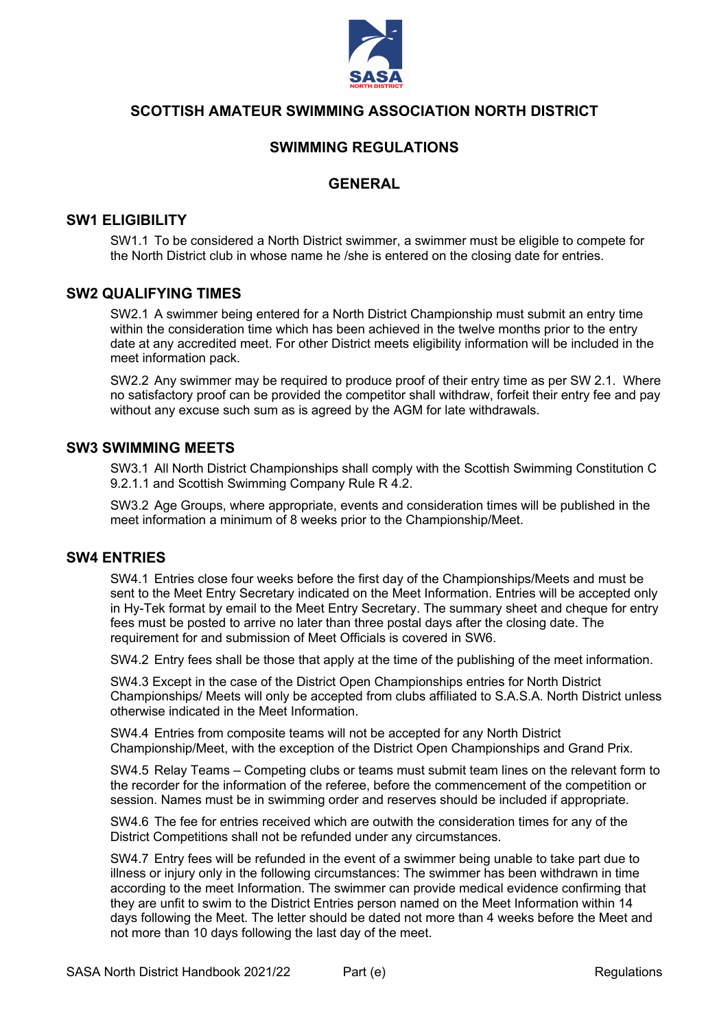# SCOTTISH AMATEUR SWIMMING ASSOCIATION NORTH DISTRICT

## SWIMMING REGULATIONS

## GENERAL

### SW1 ELIGIBILITY

SW1.1 To be considered a North District swimmer, a swimmer must be eligible to compete for the North District club in whose name he /she is entered on the closing date for entries.

### SW2 QUALIFYING TIMES

SW2.1 A swimmer being entered for a North District Championship must submit an entry time within the consideration time which has been achieved in the twelve months prior to the entry date at any accredited meet. For other District meets eligibility information will be included in the meet information pack.

SW2.2 Any swimmer may be required to produce proof of their entry time as per SW 2.1. Where no satisfactory proof can be provided the competitor shall withdraw, forfeit their entry fee and pay without any excuse such sum as is agreed by the AGM for late withdrawals.

### SW3 SWIMMING MEETS

SW3.1 All North District Championships shall comply with the Scottish Swimming Constitution C 9.2.1.1 and Scottish Swimming Company Rule R 4.2.

SW3.2 Age Groups, where appropriate, events and consideration times will be published in the meet information a minimum of 8 weeks prior to the Championship/Meet.

### SW4 ENTRIES

SW4.1 Entries close four weeks before the first day of the Championships/Meets and must be sent to the Meet Entry Secretary indicated on the Meet Information. Entries will be accepted only in Hy-Tek format by email to the Meet Entry Secretary. The summary sheet and cheque for entry fees must be posted to arrive no later than three postal days after the closing date. The requirement for and submission of Meet Officials is covered in SW6.

SW4.2 Entry fees shall be those that apply at the time of the publishing of the meet information.

SW4.3 Except in the case of the District Open Championships entries for North District Championships/ Meets will only be accepted from clubs affiliated to S.A.S.A. North District unless otherwise indicated in the Meet Information.

SW4.4 Entries from composite teams will not be accepted for any North District Championship/Meet, with the exception of the District Open Championships and Grand Prix.

SW4.5 Relay Teams – Competing clubs or teams must submit team lines on the relevant form to the recorder for the information of the referee, before the commencement of the competition or session. Names must be in swimming order and reserves should be included if appropriate.

SW4.6 The fee for entries received which are outwith the consideration times for any of the District Competitions shall not be refunded under any circumstances.

SW4.7 Entry fees will be refunded in the event of a swimmer being unable to take part due to illness or injury only in the following circumstances: The swimmer has been withdrawn in time according to the meet Information. The swimmer can provide medical evidence confirming that they are unfit to swim to the District Entries person named on the Meet Information within 14 days following the Meet. The letter should be dated not more than 4 weeks before the Meet and not more than 10 days following the last day of the meet.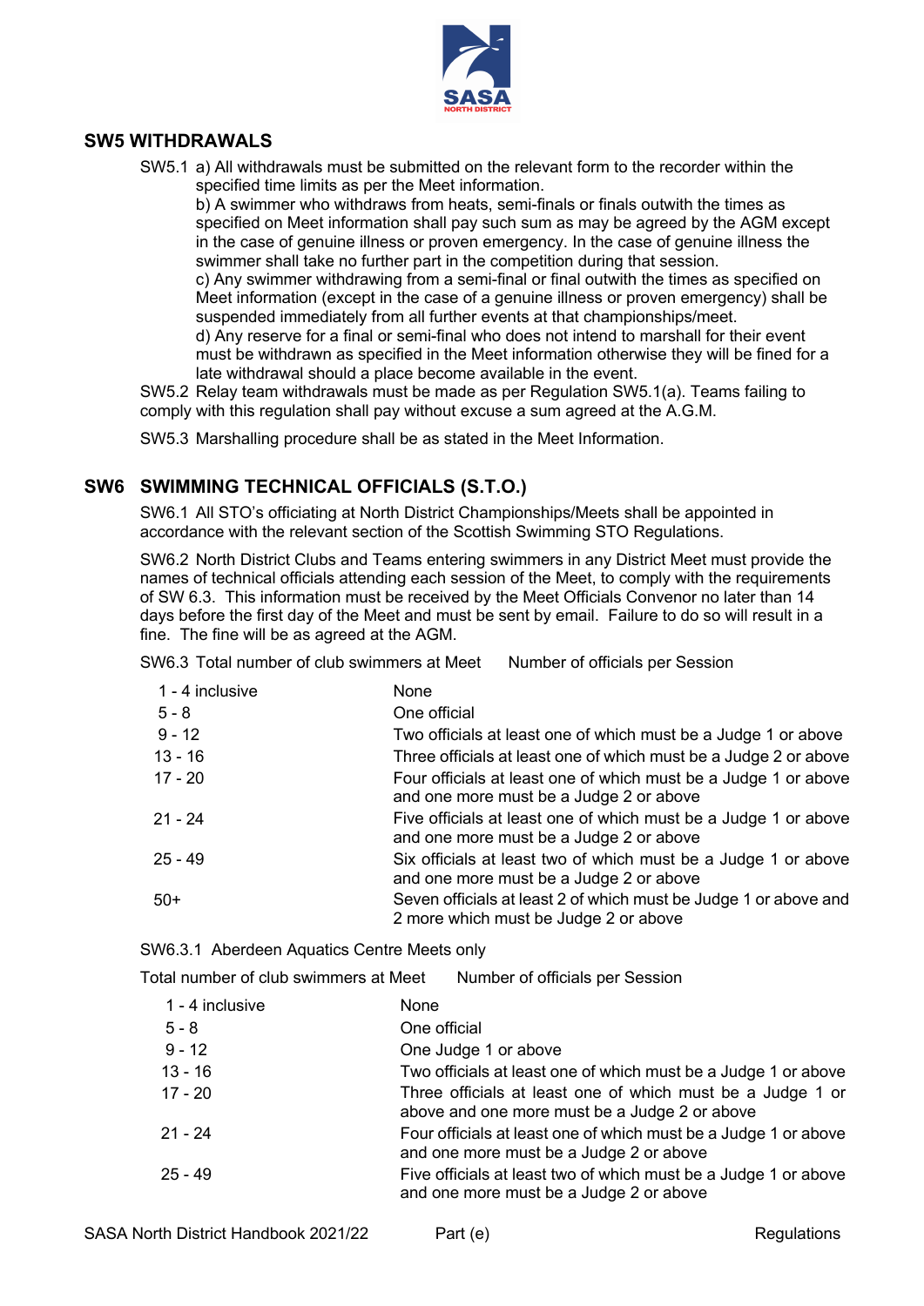## SW5 WITHDRAWALS

SW5.1 a) All withdrawals must be submitted on the relevant form to the recorder within the specified time limits as per the Meet information.

b) A swimmer who withdraws from heats, semi-finals or finals outwith the times as specified on Meet information shall pay such sum as may be agreed by the AGM except in the case of genuine illness or proven emergency. In the case of genuine illness the swimmer shall take no further part in the competition during that session.

c) Any swimmer withdrawing from a semi-final or final outwith the times as specified on Meet information (except in the case of a genuine illness or proven emergency) shall be suspended immediately from all further events at that championships/meet.

d) Any reserve for a final or semi-final who does not intend to marshall for their event must be withdrawn as specified in the Meet information otherwise they will be fined for a late withdrawal should a place become available in the event.

SW5.2 Relay team withdrawals must be made as per Regulation SW5.1(a). Teams failing to comply with this regulation shall pay without excuse a sum agreed at the A.G.M.

SW5.3 Marshalling procedure shall be as stated in the Meet Information.

## SW6 SWIMMING TECHNICAL OFFICIALS (S.T.O.)

SW6.1 All STO's officiating at North District Championships/Meets shall be appointed in accordance with the relevant section of the Scottish Swimming STO Regulations.

SW6.2 North District Clubs and Teams entering swimmers in any District Meet must provide the names of technical officials attending each session of the Meet, to comply with the requirements of SW 6.3. This information must be received by the Meet Officials Convenor no later than 14 days before the first day of the Meet and must be sent by email. Failure to do so will result in a fine. The fine will be as agreed at the AGM.

SW6.3

| Total number of club swimmers at Meet | Number of officials per Session |
|---|---|
| 1 - 4 inclusive | None |
| 5 - 8 | One official |
| 9 - 12 | Two officials at least one of which must be a Judge 1 or above |
| 13 - 16 | Three officials at least one of which must be a Judge 2 or above |
| 17 - 20 | Four officials at least one of which must be a Judge 1 or above and one more must be a Judge 2 or above |
| 21 - 24 | Five officials at least one of which must be a Judge 1 or above and one more must be a Judge 2 or above |
| 25 - 49 | Six officials at least two of which must be a Judge 1 or above and one more must be a Judge 2 or above |
| 50+ | Seven officials at least 2 of which must be Judge 1 or above and 2 more which must be Judge 2 or above |

SW6.3.1 Aberdeen Aquatics Centre Meets only

| Total number of club swimmers at Meet | Number of officials per Session |
|---|---|
| 1 - 4 inclusive | None |
| 5 - 8 | One official |
| 9 - 12 | One Judge 1 or above |
| 13 - 16 | Two officials at least one of which must be a Judge 1 or above |
| 17 - 20 | Three officials at least one of which must be a Judge 1 or above and one more must be a Judge 2 or above |
| 21 - 24 | Four officials at least one of which must be a Judge 1 or above and one more must be a Judge 2 or above |
| 25 - 49 | Five officials at least two of which must be a Judge 1 or above and one more must be a Judge 2 or above |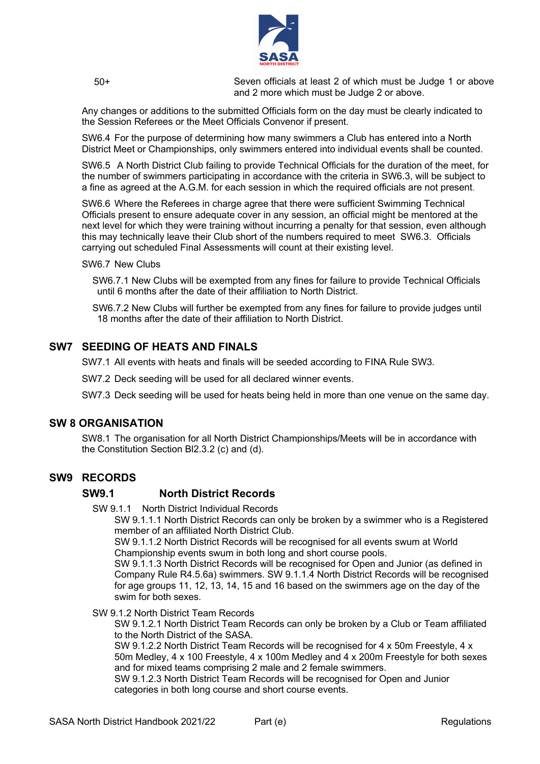| 50+ | Seven officials at least 2 of which must be Judge 1 or above and 2 more which must be Judge 2 or above. |
|---|---|

Any changes or additions to the submitted Officials form on the day must be clearly indicated to the Session Referees or the Meet Officials Convenor if present.

SW6.4 For the purpose of determining how many swimmers a Club has entered into a North District Meet or Championships, only swimmers entered into individual events shall be counted.

SW6.5 A North District Club failing to provide Technical Officials for the duration of the meet, for the number of swimmers participating in accordance with the criteria in SW6.3, will be subject to a fine as agreed at the A.G.M. for each session in which the required officials are not present.

SW6.6 Where the Referees in charge agree that there were sufficient Swimming Technical Officials present to ensure adequate cover in any session, an official might be mentored at the next level for which they were training without incurring a penalty for that session, even although this may technically leave their Club short of the numbers required to meet SW6.3. Officials carrying out scheduled Final Assessments will count at their existing level.

SW6.7 New Clubs

SW6.7.1 New Clubs will be exempted from any fines for failure to provide Technical Officials until 6 months after the date of their affiliation to North District.

SW6.7.2 New Clubs will further be exempted from any fines for failure to provide judges until 18 months after the date of their affiliation to North District.

## SW7 SEEDING OF HEATS AND FINALS

SW7.1 All events with heats and finals will be seeded according to FINA Rule SW3.

SW7.2 Deck seeding will be used for all declared winner events.

SW7.3 Deck seeding will be used for heats being held in more than one venue on the same day.

## SW 8 ORGANISATION

SW8.1 The organisation for all North District Championships/Meets will be in accordance with the Constitution Section BI2.3.2 (c) and (d).

## SW9 RECORDS

### SW9.1 North District Records

SW 9.1.1 North District Individual Records

SW 9.1.1.1 North District Records can only be broken by a swimmer who is a Registered member of an affiliated North District Club.
SW 9.1.1.2 North District Records will be recognised for all events swum at World Championship events swum in both long and short course pools.
SW 9.1.1.3 North District Records will be recognised for Open and Junior (as defined in Company Rule R4.5.6a) swimmers. SW 9.1.1.4 North District Records will be recognised for age groups 11, 12, 13, 14, 15 and 16 based on the swimmers age on the day of the swim for both sexes.

SW 9.1.2 North District Team Records

SW 9.1.2.1 North District Team Records can only be broken by a Club or Team affiliated to the North District of the SASA.
SW 9.1.2.2 North District Team Records will be recognised for 4 x 50m Freestyle, 4 x 50m Medley, 4 x 100 Freestyle, 4 x 100m Medley and 4 x 200m Freestyle for both sexes and for mixed teams comprising 2 male and 2 female swimmers.
SW 9.1.2.3 North District Team Records will be recognised for Open and Junior categories in both long course and short course events.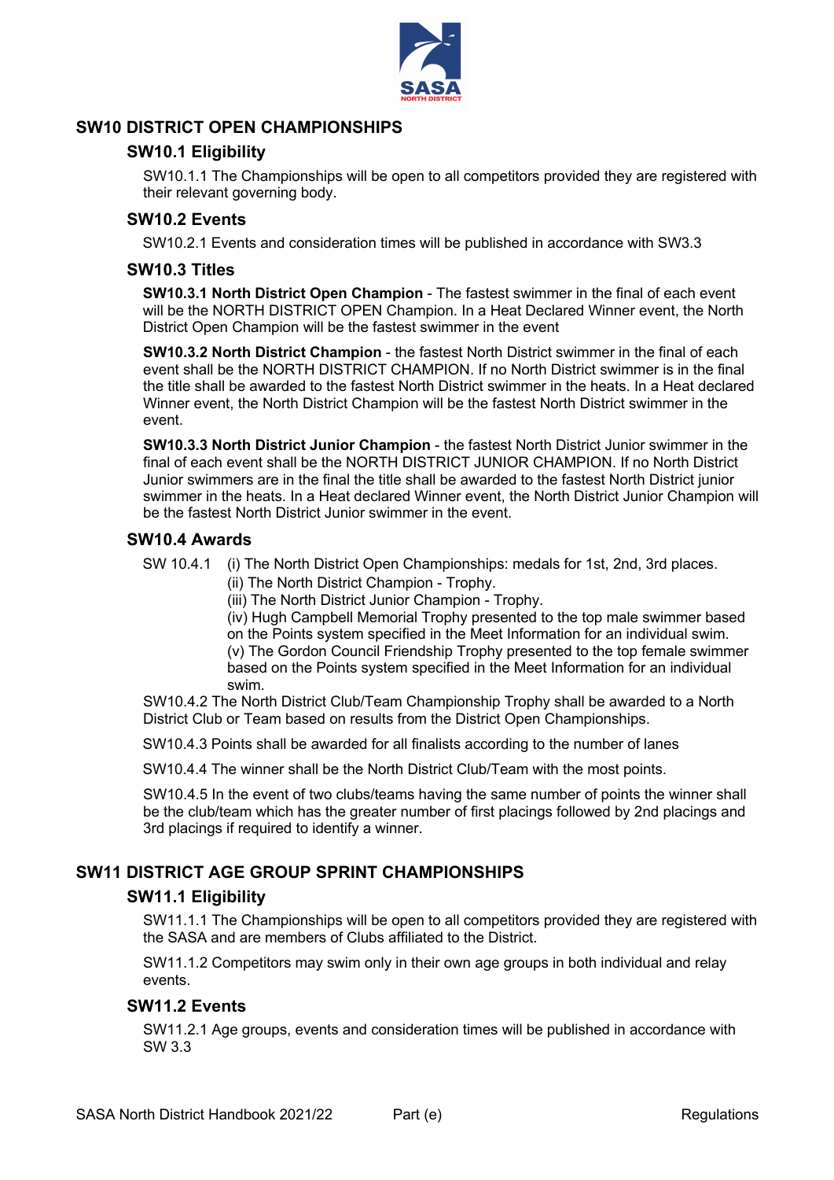## SW10 DISTRICT OPEN CHAMPIONSHIPS

### SW10.1 Eligibility

SW10.1.1 The Championships will be open to all competitors provided they are registered with their relevant governing body.

### SW10.2 Events

SW10.2.1 Events and consideration times will be published in accordance with SW3.3

### SW10.3 Titles

**SW10.3.1 North District Open Champion** - The fastest swimmer in the final of each event will be the NORTH DISTRICT OPEN Champion. In a Heat Declared Winner event, the North District Open Champion will be the fastest swimmer in the event

**SW10.3.2 North District Champion** - the fastest North District swimmer in the final of each event shall be the NORTH DISTRICT CHAMPION. If no North District swimmer is in the final the title shall be awarded to the fastest North District swimmer in the heats. In a Heat declared Winner event, the North District Champion will be the fastest North District swimmer in the event.

**SW10.3.3 North District Junior Champion** - the fastest North District Junior swimmer in the final of each event shall be the NORTH DISTRICT JUNIOR CHAMPION. If no North District Junior swimmers are in the final the title shall be awarded to the fastest North District junior swimmer in the heats. In a Heat declared Winner event, the North District Junior Champion will be the fastest North District Junior swimmer in the event.

### SW10.4 Awards

SW 10.4.1 (i) The North District Open Championships: medals for 1st, 2nd, 3rd places.
(ii) The North District Champion - Trophy.
(iii) The North District Junior Champion - Trophy.
(iv) Hugh Campbell Memorial Trophy presented to the top male swimmer based on the Points system specified in the Meet Information for an individual swim.
(v) The Gordon Council Friendship Trophy presented to the top female swimmer based on the Points system specified in the Meet Information for an individual swim.

SW10.4.2 The North District Club/Team Championship Trophy shall be awarded to a North District Club or Team based on results from the District Open Championships.

SW10.4.3 Points shall be awarded for all finalists according to the number of lanes

SW10.4.4 The winner shall be the North District Club/Team with the most points.

SW10.4.5 In the event of two clubs/teams having the same number of points the winner shall be the club/team which has the greater number of first placings followed by 2nd placings and 3rd placings if required to identify a winner.

## SW11 DISTRICT AGE GROUP SPRINT CHAMPIONSHIPS

### SW11.1 Eligibility

SW11.1.1 The Championships will be open to all competitors provided they are registered with the SASA and are members of Clubs affiliated to the District.

SW11.1.2 Competitors may swim only in their own age groups in both individual and relay events.

### SW11.2 Events

SW11.2.1 Age groups, events and consideration times will be published in accordance with SW 3.3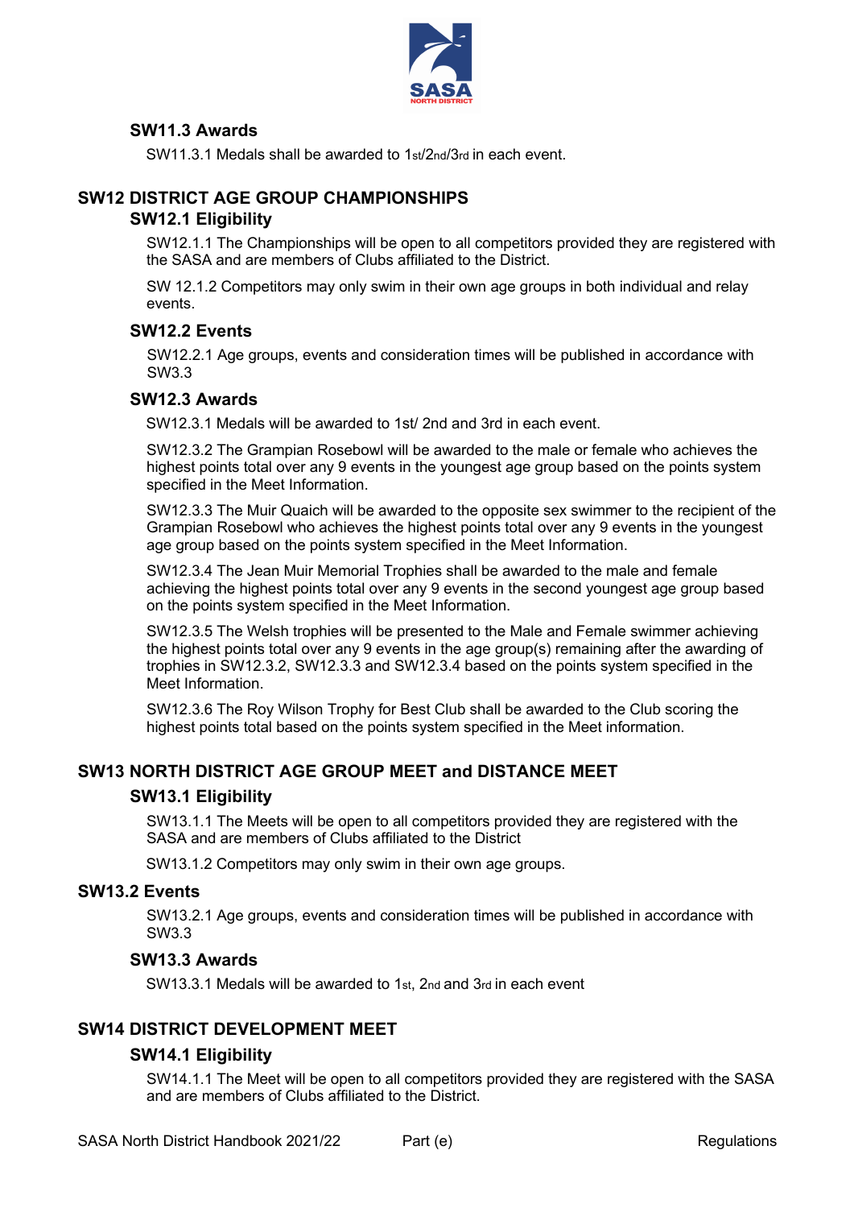### SW11.3 Awards

SW11.3.1 Medals shall be awarded to 1st/2nd/3rd in each event.

## SW12 DISTRICT AGE GROUP CHAMPIONSHIPS

### SW12.1 Eligibility

SW12.1.1 The Championships will be open to all competitors provided they are registered with the SASA and are members of Clubs affiliated to the District.

SW 12.1.2 Competitors may only swim in their own age groups in both individual and relay events.

### SW12.2 Events

SW12.2.1 Age groups, events and consideration times will be published in accordance with SW3.3

### SW12.3 Awards

SW12.3.1 Medals will be awarded to 1st/ 2nd and 3rd in each event.

SW12.3.2 The Grampian Rosebowl will be awarded to the male or female who achieves the highest points total over any 9 events in the youngest age group based on the points system specified in the Meet Information.

SW12.3.3 The Muir Quaich will be awarded to the opposite sex swimmer to the recipient of the Grampian Rosebowl who achieves the highest points total over any 9 events in the youngest age group based on the points system specified in the Meet Information.

SW12.3.4 The Jean Muir Memorial Trophies shall be awarded to the male and female achieving the highest points total over any 9 events in the second youngest age group based on the points system specified in the Meet Information.

SW12.3.5 The Welsh trophies will be presented to the Male and Female swimmer achieving the highest points total over any 9 events in the age group(s) remaining after the awarding of trophies in SW12.3.2, SW12.3.3 and SW12.3.4 based on the points system specified in the Meet Information.

SW12.3.6 The Roy Wilson Trophy for Best Club shall be awarded to the Club scoring the highest points total based on the points system specified in the Meet information.

## SW13 NORTH DISTRICT AGE GROUP MEET and DISTANCE MEET

### SW13.1 Eligibility

SW13.1.1 The Meets will be open to all competitors provided they are registered with the SASA and are members of Clubs affiliated to the District

SW13.1.2 Competitors may only swim in their own age groups.

### SW13.2 Events

SW13.2.1 Age groups, events and consideration times will be published in accordance with SW3.3

### SW13.3 Awards

SW13.3.1 Medals will be awarded to 1st, 2nd and 3rd in each event

## SW14 DISTRICT DEVELOPMENT MEET

### SW14.1 Eligibility

SW14.1.1 The Meet will be open to all competitors provided they are registered with the SASA and are members of Clubs affiliated to the District.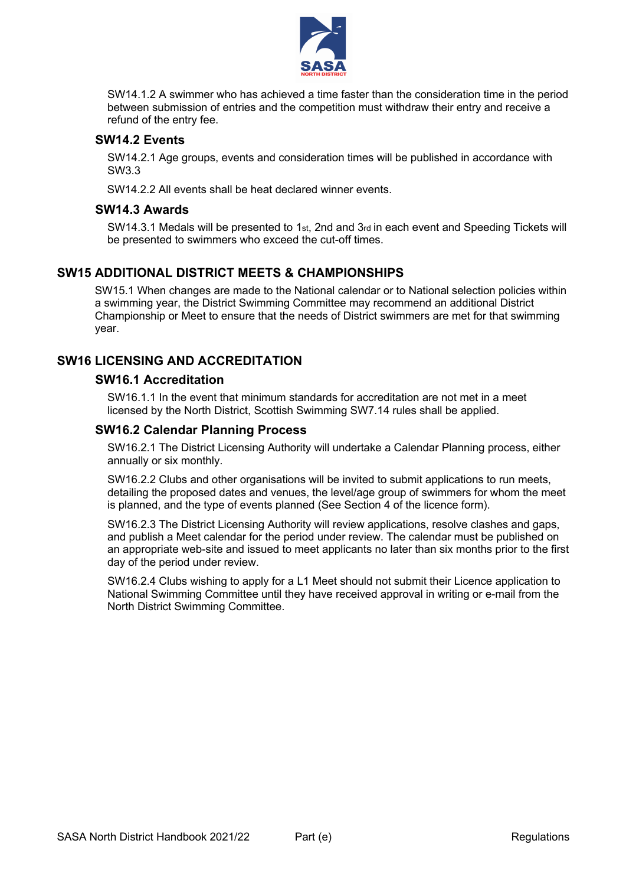SW14.1.2 A swimmer who has achieved a time faster than the consideration time in the period between submission of entries and the competition must withdraw their entry and receive a refund of the entry fee.

### SW14.2 Events

SW14.2.1 Age groups, events and consideration times will be published in accordance with SW3.3

SW14.2.2 All events shall be heat declared winner events.

### SW14.3 Awards

SW14.3.1 Medals will be presented to 1st, 2nd and 3rd in each event and Speeding Tickets will be presented to swimmers who exceed the cut-off times.

## SW15 ADDITIONAL DISTRICT MEETS & CHAMPIONSHIPS

SW15.1 When changes are made to the National calendar or to National selection policies within a swimming year, the District Swimming Committee may recommend an additional District Championship or Meet to ensure that the needs of District swimmers are met for that swimming year.

## SW16 LICENSING AND ACCREDITATION

### SW16.1 Accreditation

SW16.1.1 In the event that minimum standards for accreditation are not met in a meet licensed by the North District, Scottish Swimming SW7.14 rules shall be applied.

### SW16.2 Calendar Planning Process

SW16.2.1 The District Licensing Authority will undertake a Calendar Planning process, either annually or six monthly.

SW16.2.2 Clubs and other organisations will be invited to submit applications to run meets, detailing the proposed dates and venues, the level/age group of swimmers for whom the meet is planned, and the type of events planned (See Section 4 of the licence form).

SW16.2.3 The District Licensing Authority will review applications, resolve clashes and gaps, and publish a Meet calendar for the period under review. The calendar must be published on an appropriate web-site and issued to meet applicants no later than six months prior to the first day of the period under review.

SW16.2.4 Clubs wishing to apply for a L1 Meet should not submit their Licence application to National Swimming Committee until they have received approval in writing or e-mail from the North District Swimming Committee.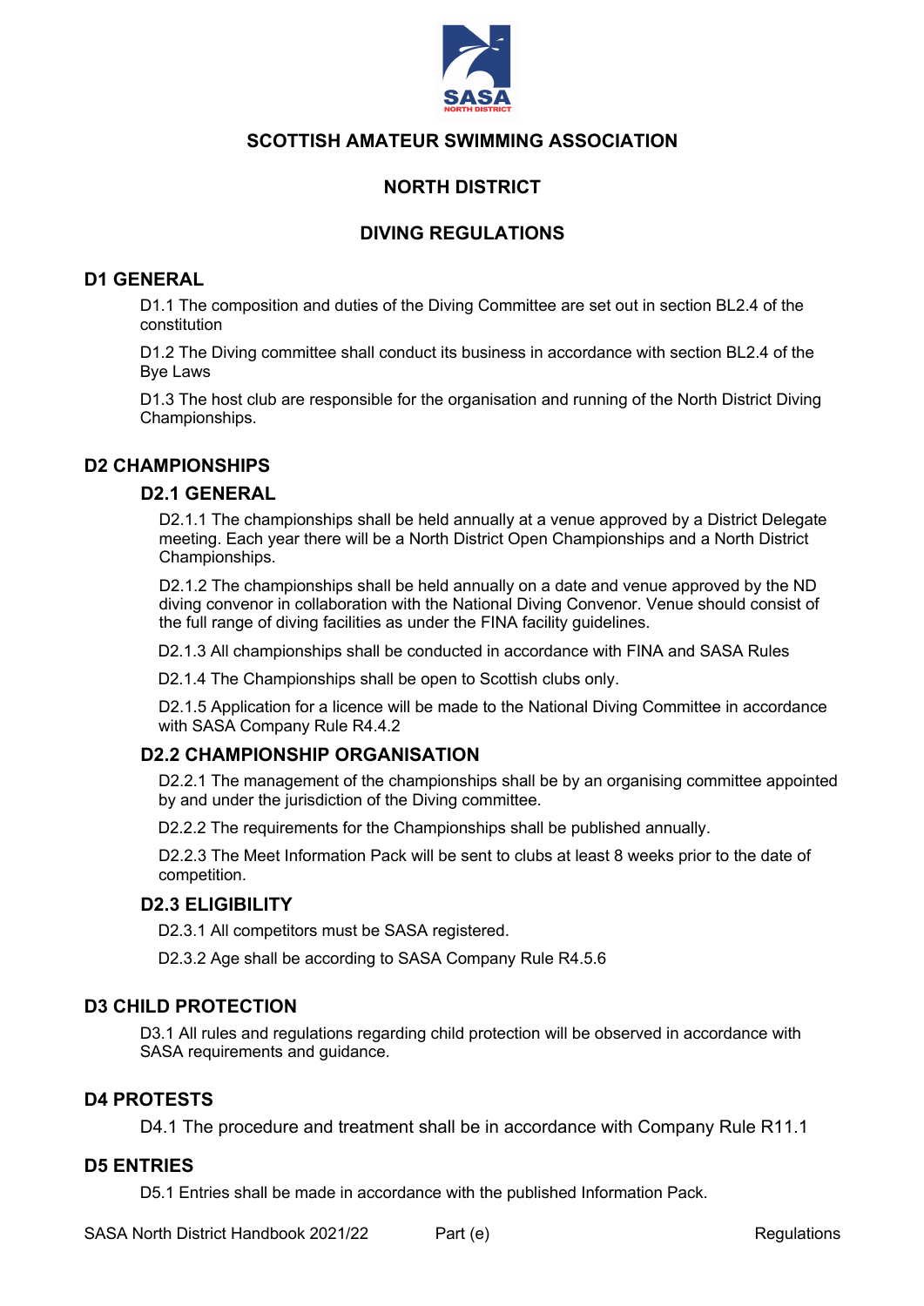# SCOTTISH AMATEUR SWIMMING ASSOCIATION

## NORTH DISTRICT

## DIVING REGULATIONS

## D1 GENERAL

D1.1 The composition and duties of the Diving Committee are set out in section BL2.4 of the constitution

D1.2 The Diving committee shall conduct its business in accordance with section BL2.4 of the Bye Laws

D1.3 The host club are responsible for the organisation and running of the North District Diving Championships.

## D2 CHAMPIONSHIPS

### D2.1 GENERAL

D2.1.1 The championships shall be held annually at a venue approved by a District Delegate meeting. Each year there will be a North District Open Championships and a North District Championships.

D2.1.2 The championships shall be held annually on a date and venue approved by the ND diving convenor in collaboration with the National Diving Convenor. Venue should consist of the full range of diving facilities as under the FINA facility guidelines.

D2.1.3 All championships shall be conducted in accordance with FINA and SASA Rules

D2.1.4 The Championships shall be open to Scottish clubs only.

D2.1.5 Application for a licence will be made to the National Diving Committee in accordance with SASA Company Rule R4.4.2

### D2.2 CHAMPIONSHIP ORGANISATION

D2.2.1 The management of the championships shall be by an organising committee appointed by and under the jurisdiction of the Diving committee.

D2.2.2 The requirements for the Championships shall be published annually.

D2.2.3 The Meet Information Pack will be sent to clubs at least 8 weeks prior to the date of competition.

### D2.3 ELIGIBILITY

D2.3.1 All competitors must be SASA registered.

D2.3.2 Age shall be according to SASA Company Rule R4.5.6

## D3 CHILD PROTECTION

D3.1 All rules and regulations regarding child protection will be observed in accordance with SASA requirements and guidance.

## D4 PROTESTS

D4.1 The procedure and treatment shall be in accordance with Company Rule R11.1

## D5 ENTRIES

D5.1 Entries shall be made in accordance with the published Information Pack.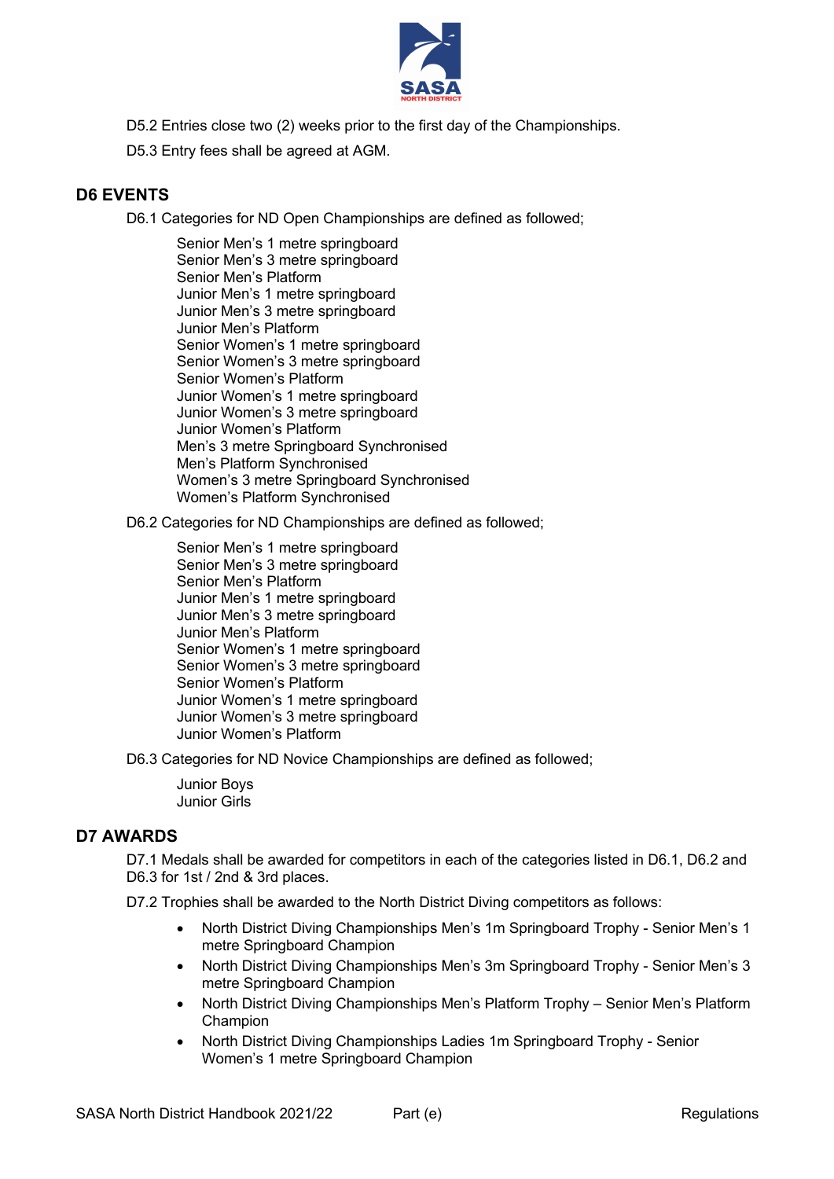D5.2 Entries close two (2) weeks prior to the first day of the Championships.

D5.3 Entry fees shall be agreed at AGM.

## D6 EVENTS

D6.1 Categories for ND Open Championships are defined as followed;

Senior Men's 1 metre springboard
Senior Men's 3 metre springboard
Senior Men's Platform
Junior Men's 1 metre springboard
Junior Men's 3 metre springboard
Junior Men's Platform
Senior Women's 1 metre springboard
Senior Women's 3 metre springboard
Senior Women's Platform
Junior Women's 1 metre springboard
Junior Women's 3 metre springboard
Junior Women's Platform
Men's 3 metre Springboard Synchronised
Men's Platform Synchronised
Women's 3 metre Springboard Synchronised
Women's Platform Synchronised

D6.2 Categories for ND Championships are defined as followed;

Senior Men's 1 metre springboard
Senior Men's 3 metre springboard
Senior Men's Platform
Junior Men's 1 metre springboard
Junior Men's 3 metre springboard
Junior Men's Platform
Senior Women's 1 metre springboard
Senior Women's 3 metre springboard
Senior Women's Platform
Junior Women's 1 metre springboard
Junior Women's 3 metre springboard
Junior Women's Platform

D6.3 Categories for ND Novice Championships are defined as followed;

Junior Boys
Junior Girls

## D7 AWARDS

D7.1 Medals shall be awarded for competitors in each of the categories listed in D6.1, D6.2 and D6.3 for 1st / 2nd & 3rd places.

D7.2 Trophies shall be awarded to the North District Diving competitors as follows:

- North District Diving Championships Men's 1m Springboard Trophy - Senior Men's 1 metre Springboard Champion
- North District Diving Championships Men's 3m Springboard Trophy - Senior Men's 3 metre Springboard Champion
- North District Diving Championships Men's Platform Trophy – Senior Men's Platform Champion
- North District Diving Championships Ladies 1m Springboard Trophy - Senior Women's 1 metre Springboard Champion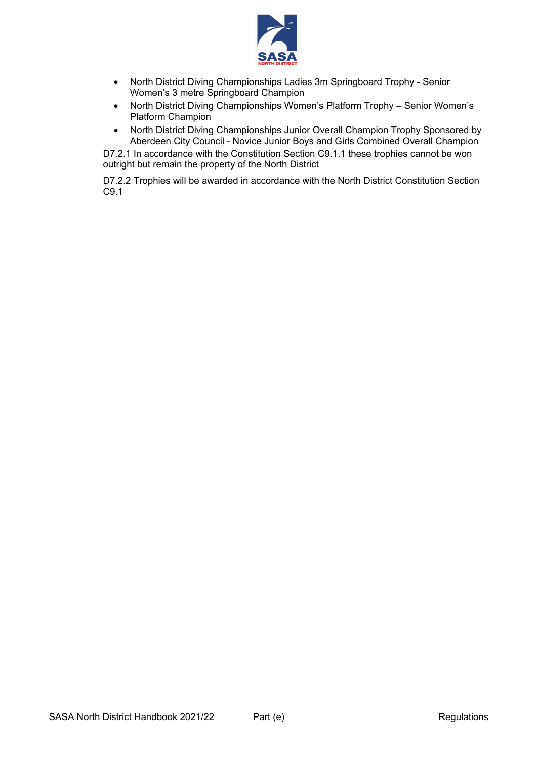- North District Diving Championships Ladies 3m Springboard Trophy - Senior Women's 3 metre Springboard Champion
- North District Diving Championships Women's Platform Trophy – Senior Women's Platform Champion
- North District Diving Championships Junior Overall Champion Trophy Sponsored by Aberdeen City Council - Novice Junior Boys and Girls Combined Overall Champion

D7.2.1 In accordance with the Constitution Section C9.1.1 these trophies cannot be won outright but remain the property of the North District

D7.2.2 Trophies will be awarded in accordance with the North District Constitution Section C9.1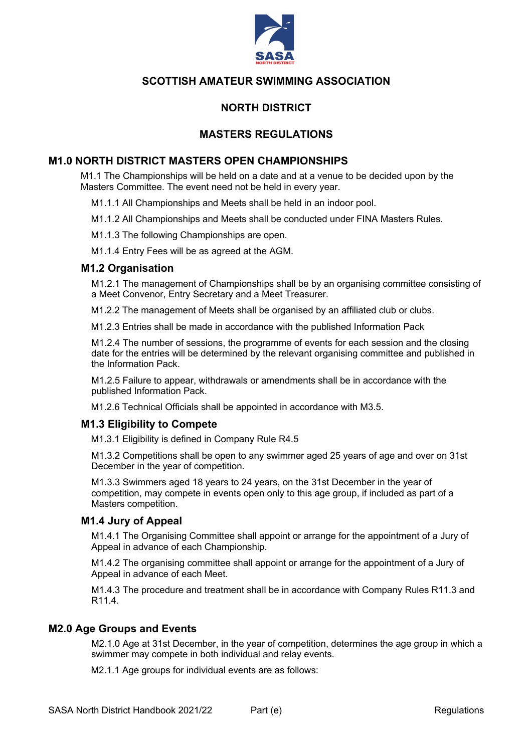# SCOTTISH AMATEUR SWIMMING ASSOCIATION

## NORTH DISTRICT

## MASTERS REGULATIONS

## M1.0 NORTH DISTRICT MASTERS OPEN CHAMPIONSHIPS

M1.1 The Championships will be held on a date and at a venue to be decided upon by the Masters Committee. The event need not be held in every year.

M1.1.1 All Championships and Meets shall be held in an indoor pool.

M1.1.2 All Championships and Meets shall be conducted under FINA Masters Rules.

M1.1.3 The following Championships are open.

M1.1.4 Entry Fees will be as agreed at the AGM.

### M1.2 Organisation

M1.2.1 The management of Championships shall be by an organising committee consisting of a Meet Convenor, Entry Secretary and a Meet Treasurer.

M1.2.2 The management of Meets shall be organised by an affiliated club or clubs.

M1.2.3 Entries shall be made in accordance with the published Information Pack

M1.2.4 The number of sessions, the programme of events for each session and the closing date for the entries will be determined by the relevant organising committee and published in the Information Pack.

M1.2.5 Failure to appear, withdrawals or amendments shall be in accordance with the published Information Pack.

M1.2.6 Technical Officials shall be appointed in accordance with M3.5.

### M1.3 Eligibility to Compete

M1.3.1 Eligibility is defined in Company Rule R4.5

M1.3.2 Competitions shall be open to any swimmer aged 25 years of age and over on 31st December in the year of competition.

M1.3.3 Swimmers aged 18 years to 24 years, on the 31st December in the year of competition, may compete in events open only to this age group, if included as part of a Masters competition.

### M1.4 Jury of Appeal

M1.4.1 The Organising Committee shall appoint or arrange for the appointment of a Jury of Appeal in advance of each Championship.

M1.4.2 The organising committee shall appoint or arrange for the appointment of a Jury of Appeal in advance of each Meet.

M1.4.3 The procedure and treatment shall be in accordance with Company Rules R11.3 and R11.4.

## M2.0 Age Groups and Events

M2.1.0 Age at 31st December, in the year of competition, determines the age group in which a swimmer may compete in both individual and relay events.

M2.1.1 Age groups for individual events are as follows: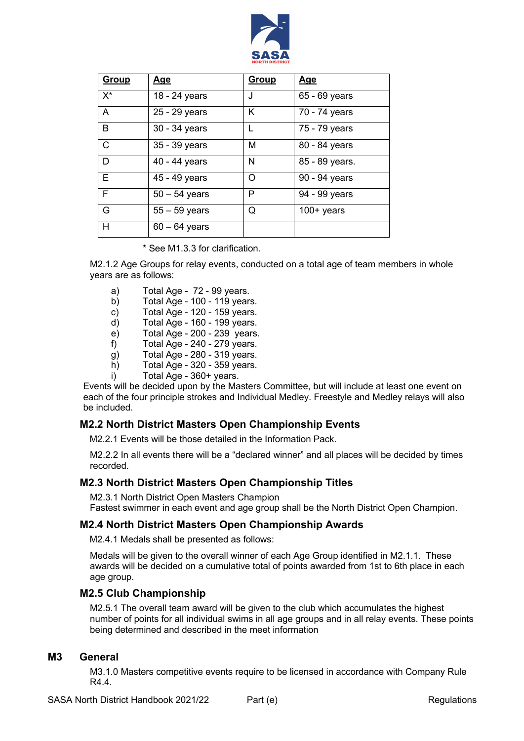| Group | Age | Group | Age |
|---|---|---|---|
| X* | 18 - 24 years | J | 65 - 69 years |
| A | 25 - 29 years | K | 70 - 74 years |
| B | 30 - 34 years | L | 75 - 79 years |
| C | 35 - 39 years | M | 80 - 84 years |
| D | 40 - 44 years | N | 85 - 89 years. |
| E | 45 - 49 years | O | 90 - 94 years |
| F | 50 – 54 years | P | 94 - 99 years |
| G | 55 – 59 years | Q | 100+ years |
| H | 60 – 64 years | | |

* See M1.3.3 for clarification.

M2.1.2 Age Groups for relay events, conducted on a total age of team members in whole years are as follows:

a) Total Age - 72 - 99 years.
b) Total Age - 100 - 119 years.
c) Total Age - 120 - 159 years.
d) Total Age - 160 - 199 years.
e) Total Age - 200 - 239 years.
f) Total Age - 240 - 279 years.
g) Total Age - 280 - 319 years.
h) Total Age - 320 - 359 years.
i) Total Age - 360+ years.

Events will be decided upon by the Masters Committee, but will include at least one event on each of the four principle strokes and Individual Medley. Freestyle and Medley relays will also be included.

### M2.2 North District Masters Open Championship Events

M2.2.1 Events will be those detailed in the Information Pack.

M2.2.2 In all events there will be a "declared winner" and all places will be decided by times recorded.

### M2.3 North District Masters Open Championship Titles

M2.3.1 North District Open Masters Champion
Fastest swimmer in each event and age group shall be the North District Open Champion.

### M2.4 North District Masters Open Championship Awards

M2.4.1 Medals shall be presented as follows:

Medals will be given to the overall winner of each Age Group identified in M2.1.1. These awards will be decided on a cumulative total of points awarded from 1st to 6th place in each age group.

### M2.5 Club Championship

M2.5.1 The overall team award will be given to the club which accumulates the highest number of points for all individual swims in all age groups and in all relay events. These points being determined and described in the meet information

## M3 General

M3.1.0 Masters competitive events require to be licensed in accordance with Company Rule R4.4.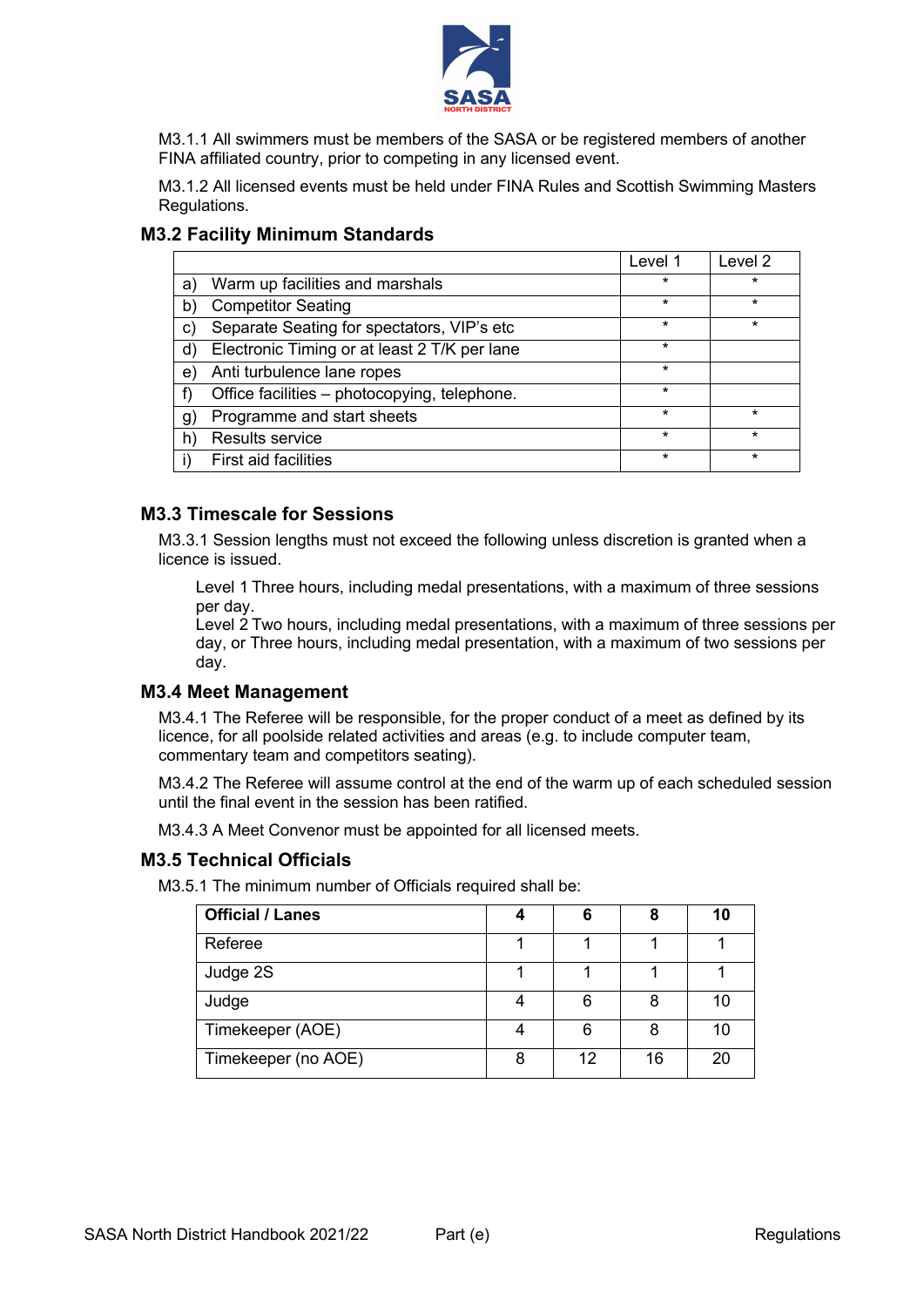M3.1.1 All swimmers must be members of the SASA or be registered members of another FINA affiliated country, prior to competing in any licensed event.

M3.1.2 All licensed events must be held under FINA Rules and Scottish Swimming Masters Regulations.

## M3.2 Facility Minimum Standards

| | | Level 1 | Level 2 |
|---|---|---|---|
| a) | Warm up facilities and marshals | * | * |
| b) | Competitor Seating | * | * |
| c) | Separate Seating for spectators, VIP's etc | * | * |
| d) | Electronic Timing or at least 2 T/K per lane | * | |
| e) | Anti turbulence lane ropes | * | |
| f) | Office facilities – photocopying, telephone. | * | |
| g) | Programme and start sheets | * | * |
| h) | Results service | * | * |
| i) | First aid facilities | * | * |

## M3.3 Timescale for Sessions

M3.3.1 Session lengths must not exceed the following unless discretion is granted when a licence is issued.

Level 1 Three hours, including medal presentations, with a maximum of three sessions per day.
Level 2 Two hours, including medal presentations, with a maximum of three sessions per day, or Three hours, including medal presentation, with a maximum of two sessions per day.

## M3.4 Meet Management

M3.4.1 The Referee will be responsible, for the proper conduct of a meet as defined by its licence, for all poolside related activities and areas (e.g. to include computer team, commentary team and competitors seating).

M3.4.2 The Referee will assume control at the end of the warm up of each scheduled session until the final event in the session has been ratified.

M3.4.3 A Meet Convenor must be appointed for all licensed meets.

## M3.5 Technical Officials

M3.5.1 The minimum number of Officials required shall be:

| **Official / Lanes** | **4** | **6** | **8** | **10** |
|---|---|---|---|---|
| Referee | 1 | 1 | 1 | 1 |
| Judge 2S | 1 | 1 | 1 | 1 |
| Judge | 4 | 6 | 8 | 10 |
| Timekeeper (AOE) | 4 | 6 | 8 | 10 |
| Timekeeper (no AOE) | 8 | 12 | 16 | 20 |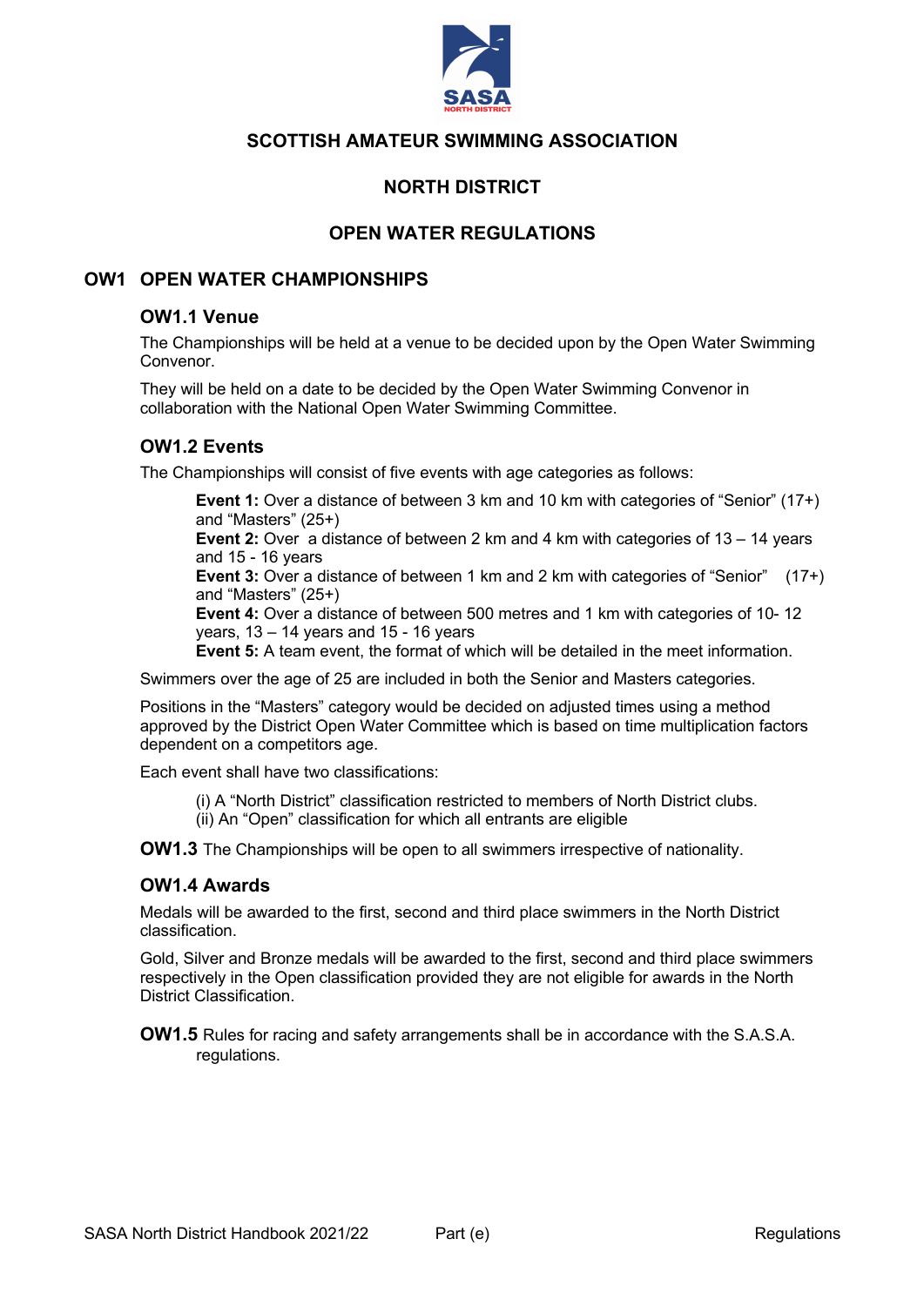# SCOTTISH AMATEUR SWIMMING ASSOCIATION

## NORTH DISTRICT

## OPEN WATER REGULATIONS

## OW1 OPEN WATER CHAMPIONSHIPS

### OW1.1 Venue

The Championships will be held at a venue to be decided upon by the Open Water Swimming Convenor.

They will be held on a date to be decided by the Open Water Swimming Convenor in collaboration with the National Open Water Swimming Committee.

### OW1.2 Events

The Championships will consist of five events with age categories as follows:

**Event 1:** Over a distance of between 3 km and 10 km with categories of "Senior" (17+) and "Masters" (25+)
**Event 2:** Over a distance of between 2 km and 4 km with categories of 13 – 14 years and 15 - 16 years
**Event 3:** Over a distance of between 1 km and 2 km with categories of "Senior" (17+) and "Masters" (25+)
**Event 4:** Over a distance of between 500 metres and 1 km with categories of 10- 12 years, 13 – 14 years and 15 - 16 years
**Event 5:** A team event, the format of which will be detailed in the meet information.

Swimmers over the age of 25 are included in both the Senior and Masters categories.

Positions in the "Masters" category would be decided on adjusted times using a method approved by the District Open Water Committee which is based on time multiplication factors dependent on a competitors age.

Each event shall have two classifications:

(i) A "North District" classification restricted to members of North District clubs.
(ii) An "Open" classification for which all entrants are eligible

**OW1.3** The Championships will be open to all swimmers irrespective of nationality.

### OW1.4 Awards

Medals will be awarded to the first, second and third place swimmers in the North District classification.

Gold, Silver and Bronze medals will be awarded to the first, second and third place swimmers respectively in the Open classification provided they are not eligible for awards in the North District Classification.

**OW1.5** Rules for racing and safety arrangements shall be in accordance with the S.A.S.A. regulations.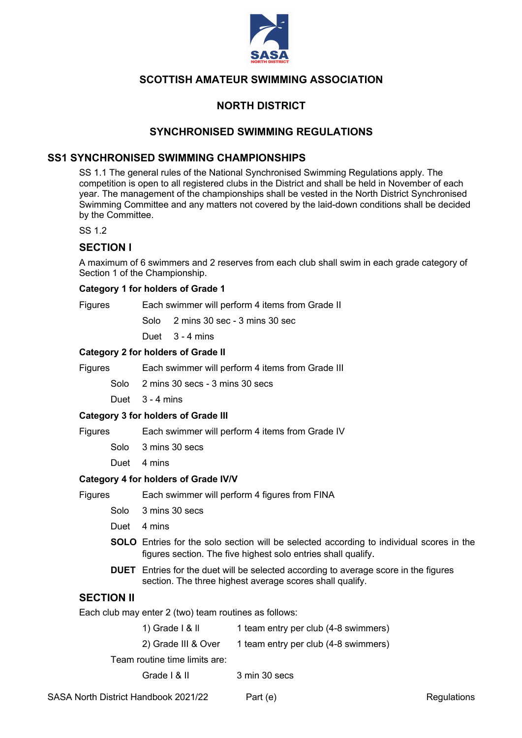# SCOTTISH AMATEUR SWIMMING ASSOCIATION

## NORTH DISTRICT

## SYNCHRONISED SWIMMING REGULATIONS

## SS1 SYNCHRONISED SWIMMING CHAMPIONSHIPS

SS 1.1 The general rules of the National Synchronised Swimming Regulations apply. The competition is open to all registered clubs in the District and shall be held in November of each year. The management of the championships shall be vested in the North District Synchronised Swimming Committee and any matters not covered by the laid-down conditions shall be decided by the Committee.

SS 1.2

### SECTION I

A maximum of 6 swimmers and 2 reserves from each club shall swim in each grade category of Section 1 of the Championship.

**Category 1 for holders of Grade 1**

Figures — Each swimmer will perform 4 items from Grade II

Solo — 2 mins 30 sec - 3 mins 30 sec

Duet — 3 - 4 mins

**Category 2 for holders of Grade II**

Figures — Each swimmer will perform 4 items from Grade III

Solo — 2 mins 30 secs - 3 mins 30 secs

Duet — 3 - 4 mins

**Category 3 for holders of Grade III**

Figures — Each swimmer will perform 4 items from Grade IV

Solo — 3 mins 30 secs

Duet — 4 mins

**Category 4 for holders of Grade IV/V**

Figures — Each swimmer will perform 4 figures from FINA

Solo — 3 mins 30 secs

Duet — 4 mins

**SOLO** Entries for the solo section will be selected according to individual scores in the figures section. The five highest solo entries shall qualify.

**DUET** Entries for the duet will be selected according to average score in the figures section. The three highest average scores shall qualify.

### SECTION II

Each club may enter 2 (two) team routines as follows:

1) Grade I & II — 1 team entry per club (4-8 swimmers)

2) Grade III & Over — 1 team entry per club (4-8 swimmers)

Team routine time limits are:

Grade I & II — 3 min 30 secs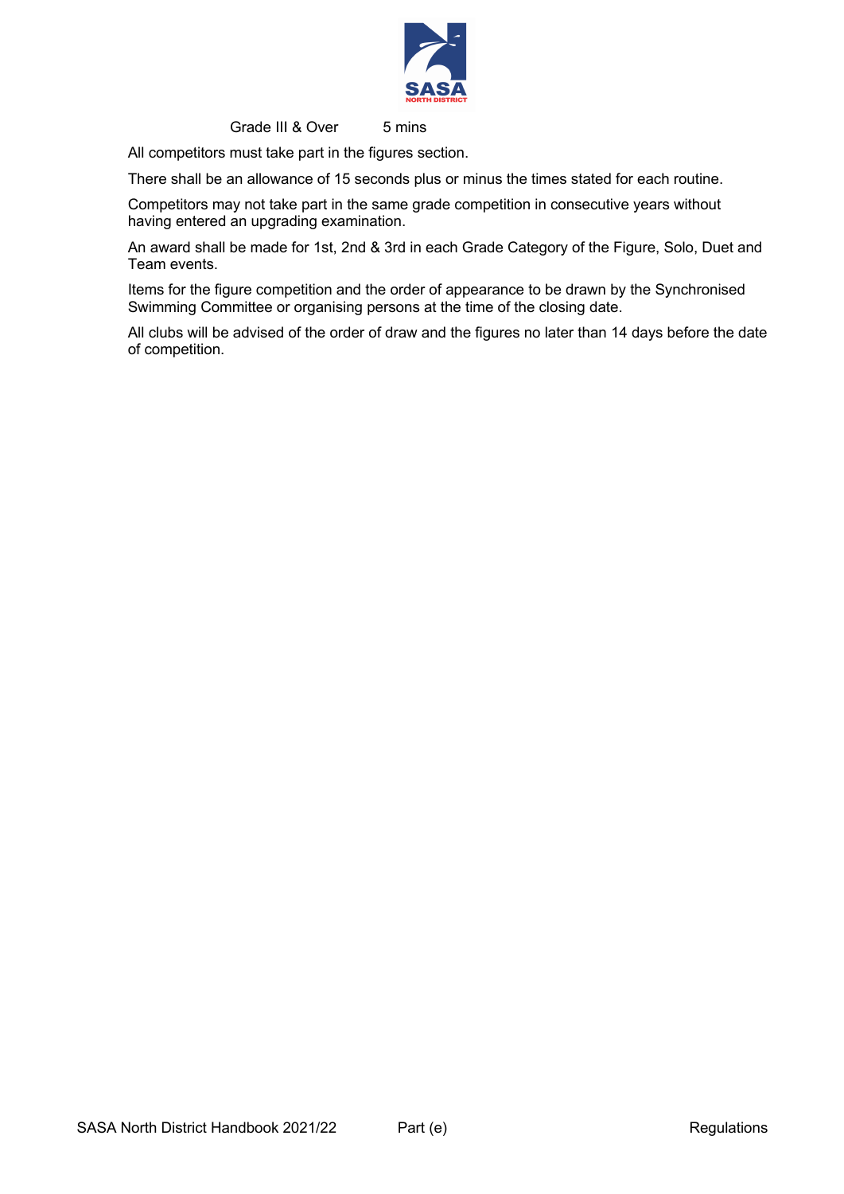| Grade III & Over | 5 mins |
|---|---|

All competitors must take part in the figures section.

There shall be an allowance of 15 seconds plus or minus the times stated for each routine.

Competitors may not take part in the same grade competition in consecutive years without having entered an upgrading examination.

An award shall be made for 1st, 2nd & 3rd in each Grade Category of the Figure, Solo, Duet and Team events.

Items for the figure competition and the order of appearance to be drawn by the Synchronised Swimming Committee or organising persons at the time of the closing date.

All clubs will be advised of the order of draw and the figures no later than 14 days before the date of competition.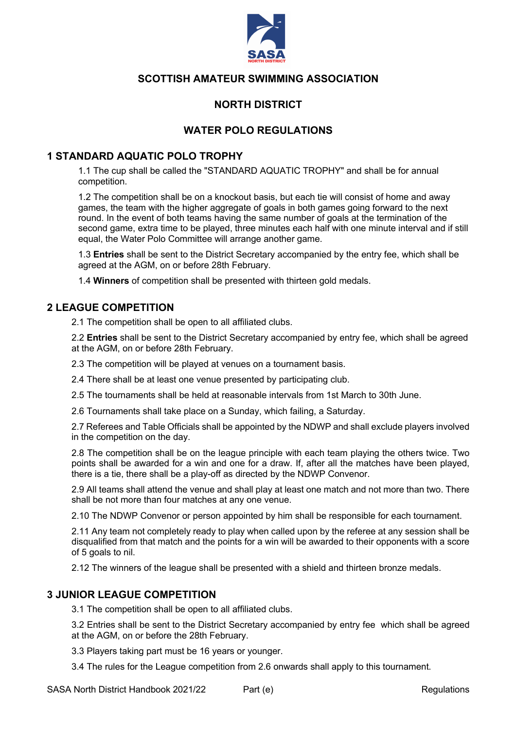# SCOTTISH AMATEUR SWIMMING ASSOCIATION

## NORTH DISTRICT

## WATER POLO REGULATIONS

### 1 STANDARD AQUATIC POLO TROPHY

1.1 The cup shall be called the "STANDARD AQUATIC TROPHY" and shall be for annual competition.

1.2 The competition shall be on a knockout basis, but each tie will consist of home and away games, the team with the higher aggregate of goals in both games going forward to the next round. In the event of both teams having the same number of goals at the termination of the second game, extra time to be played, three minutes each half with one minute interval and if still equal, the Water Polo Committee will arrange another game.

1.3 **Entries** shall be sent to the District Secretary accompanied by the entry fee, which shall be agreed at the AGM, on or before 28th February.

1.4 **Winners** of competition shall be presented with thirteen gold medals.

### 2 LEAGUE COMPETITION

2.1 The competition shall be open to all affiliated clubs.

2.2 **Entries** shall be sent to the District Secretary accompanied by entry fee, which shall be agreed at the AGM, on or before 28th February.

2.3 The competition will be played at venues on a tournament basis.

2.4 There shall be at least one venue presented by participating club.

2.5 The tournaments shall be held at reasonable intervals from 1st March to 30th June.

2.6 Tournaments shall take place on a Sunday, which failing, a Saturday.

2.7 Referees and Table Officials shall be appointed by the NDWP and shall exclude players involved in the competition on the day.

2.8 The competition shall be on the league principle with each team playing the others twice. Two points shall be awarded for a win and one for a draw. If, after all the matches have been played, there is a tie, there shall be a play-off as directed by the NDWP Convenor.

2.9 All teams shall attend the venue and shall play at least one match and not more than two. There shall be not more than four matches at any one venue.

2.10 The NDWP Convenor or person appointed by him shall be responsible for each tournament.

2.11 Any team not completely ready to play when called upon by the referee at any session shall be disqualified from that match and the points for a win will be awarded to their opponents with a score of 5 goals to nil.

2.12 The winners of the league shall be presented with a shield and thirteen bronze medals.

### 3 JUNIOR LEAGUE COMPETITION

3.1 The competition shall be open to all affiliated clubs.

3.2 Entries shall be sent to the District Secretary accompanied by entry fee which shall be agreed at the AGM, on or before the 28th February.

3.3 Players taking part must be 16 years or younger.

3.4 The rules for the League competition from 2.6 onwards shall apply to this tournament.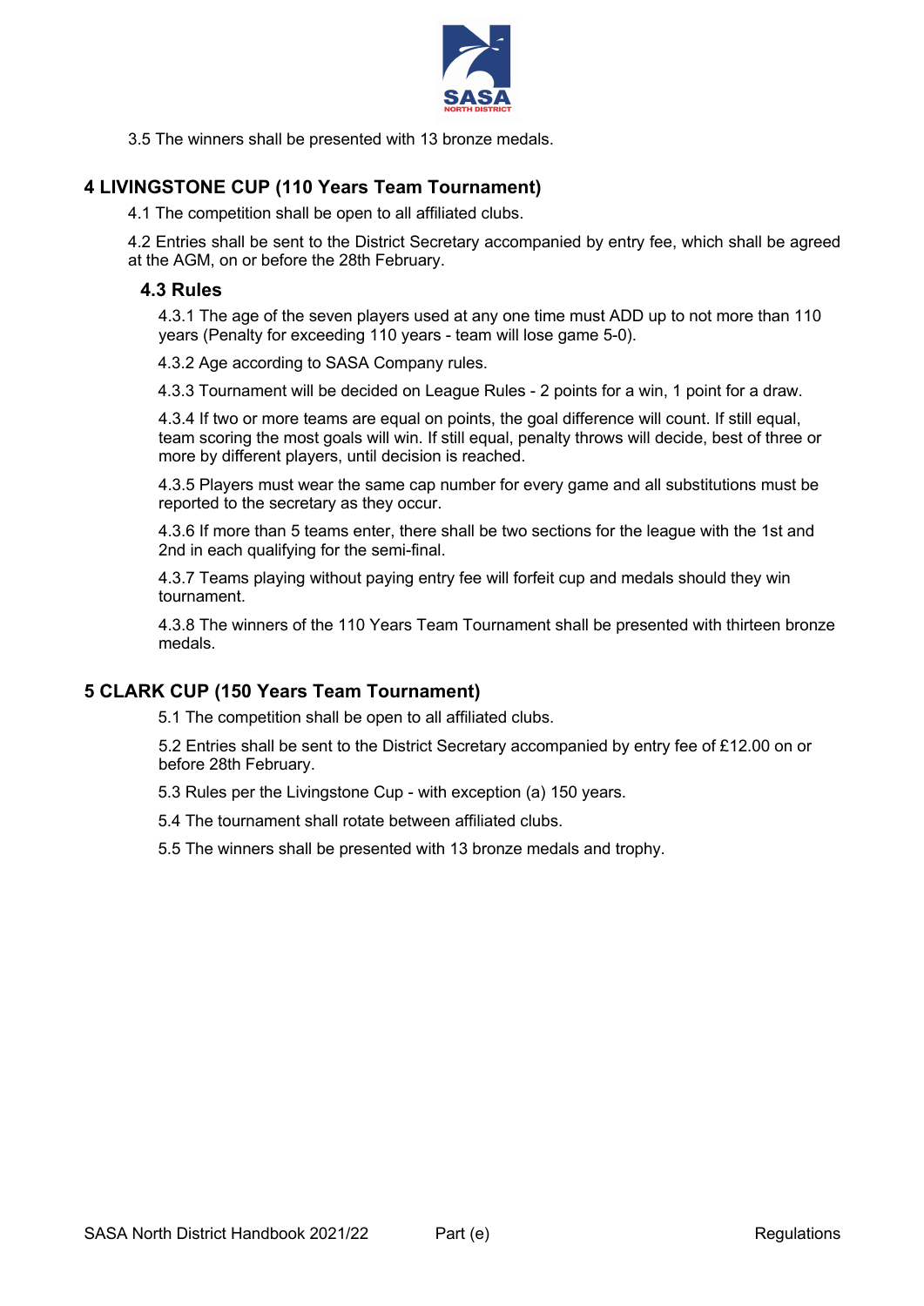3.5 The winners shall be presented with 13 bronze medals.

## 4 LIVINGSTONE CUP (110 Years Team Tournament)

4.1 The competition shall be open to all affiliated clubs.

4.2 Entries shall be sent to the District Secretary accompanied by entry fee, which shall be agreed at the AGM, on or before the 28th February.

### 4.3 Rules

4.3.1 The age of the seven players used at any one time must ADD up to not more than 110 years (Penalty for exceeding 110 years - team will lose game 5-0).

4.3.2 Age according to SASA Company rules.

4.3.3 Tournament will be decided on League Rules - 2 points for a win, 1 point for a draw.

4.3.4 If two or more teams are equal on points, the goal difference will count. If still equal, team scoring the most goals will win. If still equal, penalty throws will decide, best of three or more by different players, until decision is reached.

4.3.5 Players must wear the same cap number for every game and all substitutions must be reported to the secretary as they occur.

4.3.6 If more than 5 teams enter, there shall be two sections for the league with the 1st and 2nd in each qualifying for the semi-final.

4.3.7 Teams playing without paying entry fee will forfeit cup and medals should they win tournament.

4.3.8 The winners of the 110 Years Team Tournament shall be presented with thirteen bronze medals.

## 5 CLARK CUP (150 Years Team Tournament)

5.1 The competition shall be open to all affiliated clubs.

5.2 Entries shall be sent to the District Secretary accompanied by entry fee of £12.00 on or before 28th February.

5.3 Rules per the Livingstone Cup - with exception (a) 150 years.

5.4 The tournament shall rotate between affiliated clubs.

5.5 The winners shall be presented with 13 bronze medals and trophy.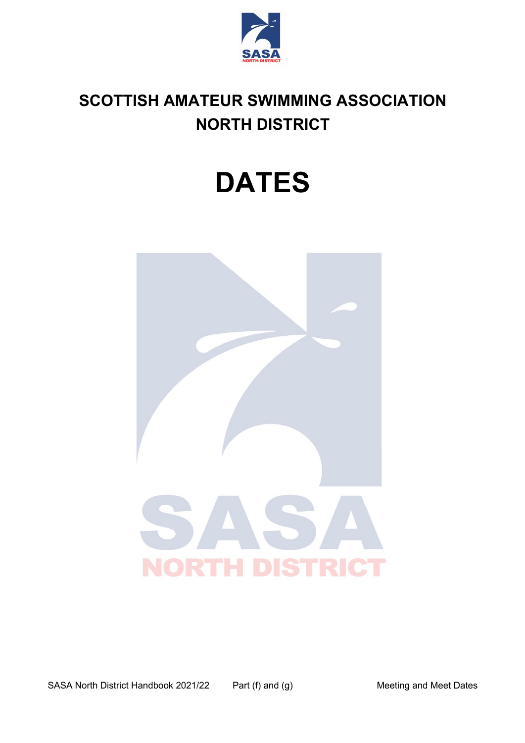# SCOTTISH AMATEUR SWIMMING ASSOCIATION
# NORTH DISTRICT

# DATES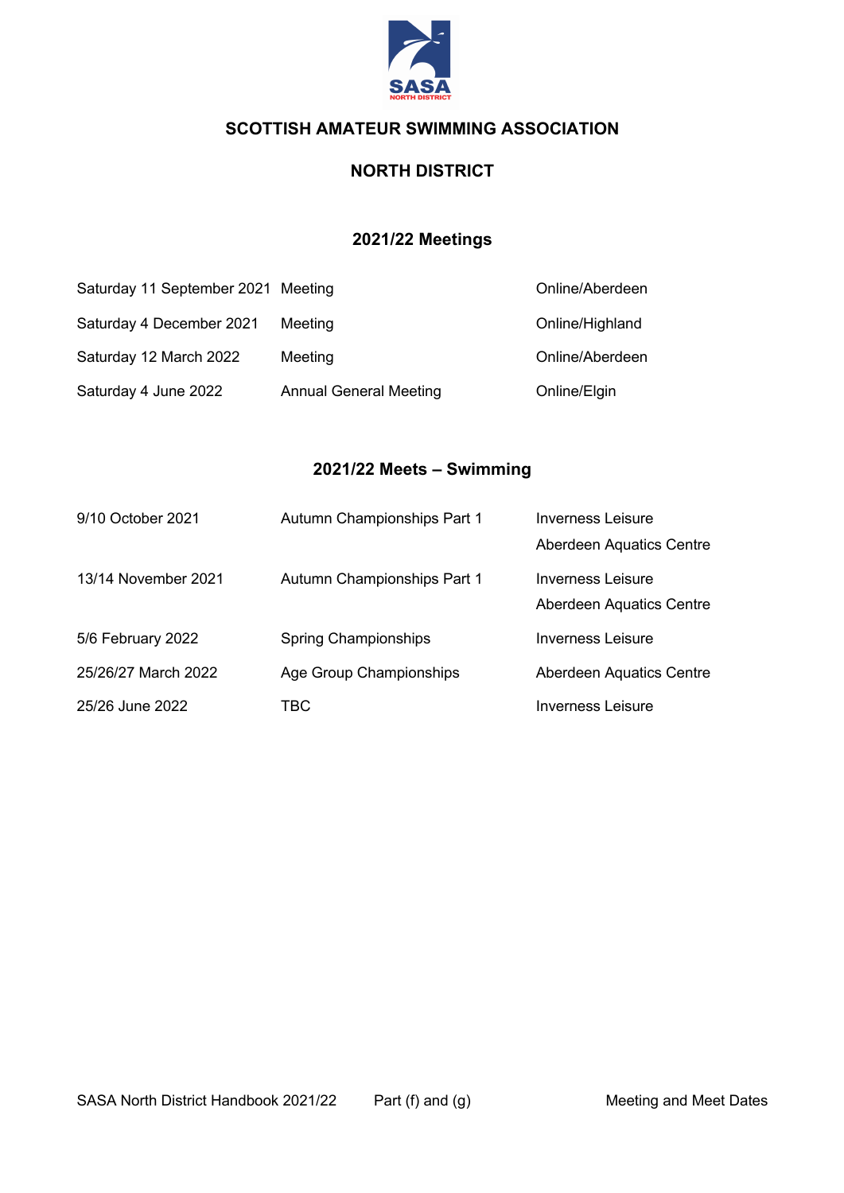# SCOTTISH AMATEUR SWIMMING ASSOCIATION

## NORTH DISTRICT

### 2021/22 Meetings

| | | |
|---|---|---|
| Saturday 11 September 2021 | Meeting | Online/Aberdeen |
| Saturday 4 December 2021 | Meeting | Online/Highland |
| Saturday 12 March 2022 | Meeting | Online/Aberdeen |
| Saturday 4 June 2022 | Annual General Meeting | Online/Elgin |

### 2021/22 Meets – Swimming

| | | |
|---|---|---|
| 9/10 October 2021 | Autumn Championships Part 1 | Inverness Leisure<br>Aberdeen Aquatics Centre |
| 13/14 November 2021 | Autumn Championships Part 1 | Inverness Leisure<br>Aberdeen Aquatics Centre |
| 5/6 February 2022 | Spring Championships | Inverness Leisure |
| 25/26/27 March 2022 | Age Group Championships | Aberdeen Aquatics Centre |
| 25/26 June 2022 | TBC | Inverness Leisure |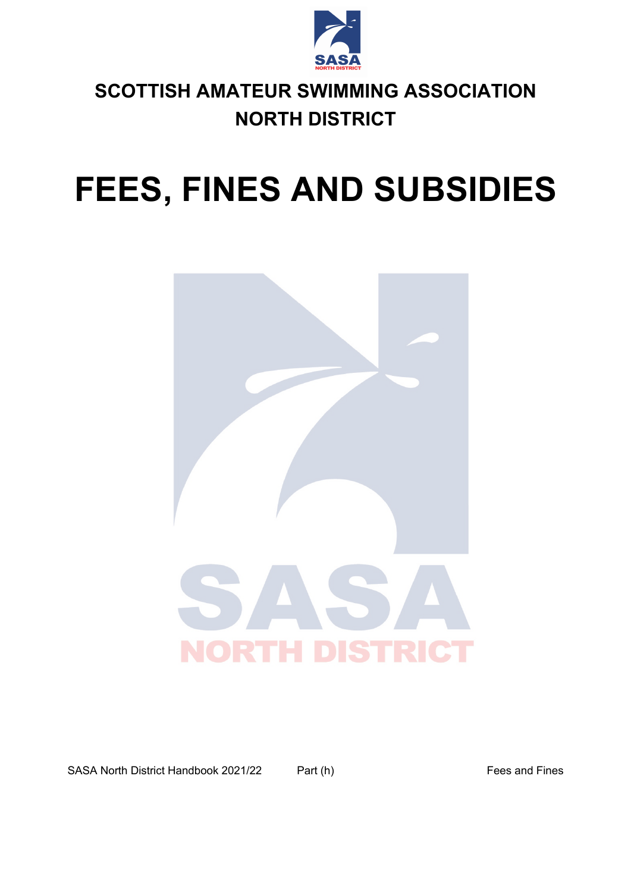# SCOTTISH AMATEUR SWIMMING ASSOCIATION
# NORTH DISTRICT

# FEES, FINES AND SUBSIDIES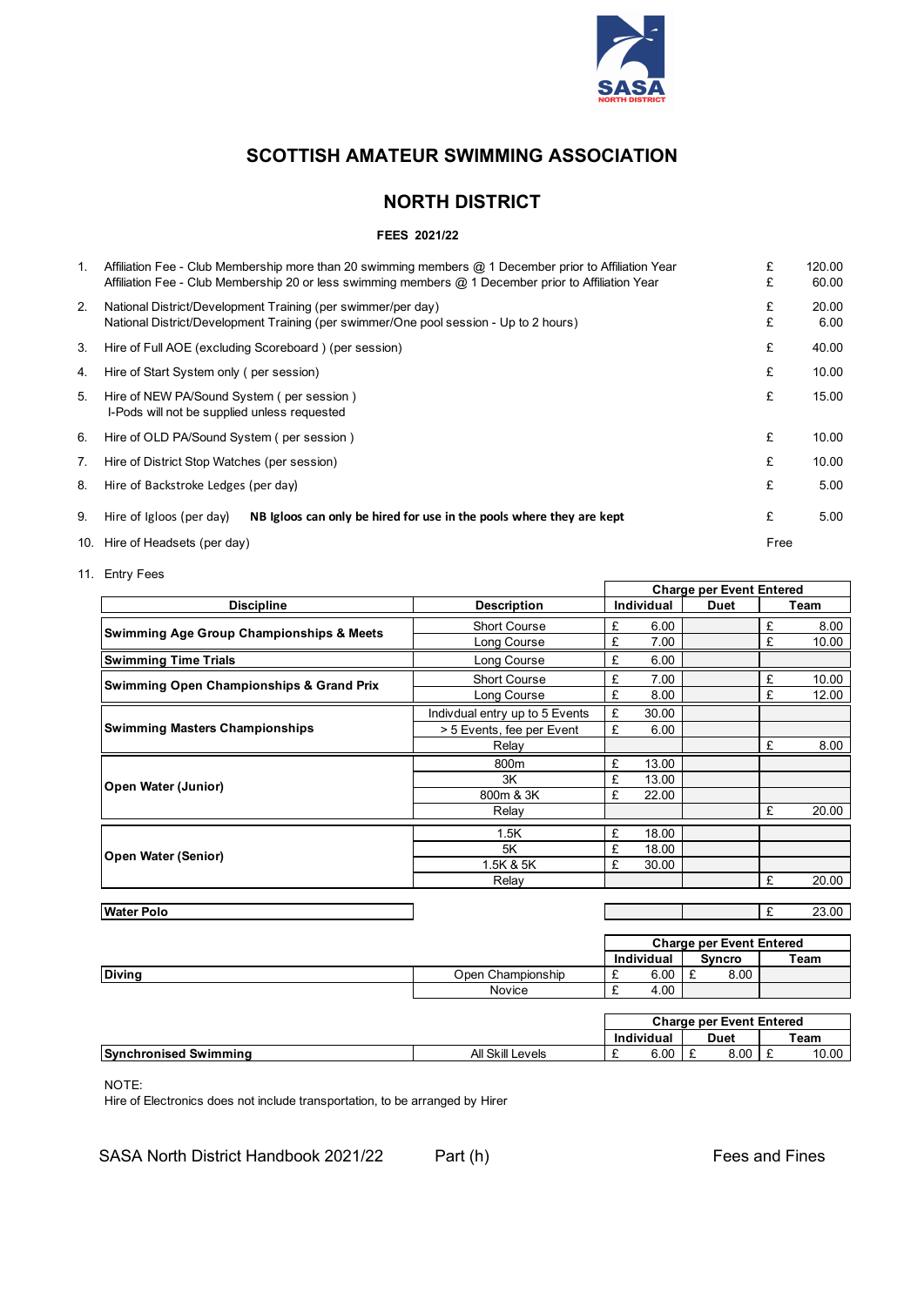# SCOTTISH AMATEUR SWIMMING ASSOCIATION

## NORTH DISTRICT

### FEES 2021/22

| | | |
|---|---|---|
| 1. | Affiliation Fee - Club Membership more than 20 swimming members @ 1 December prior to Affiliation Year | £ 120.00 |
| | Affiliation Fee - Club Membership 20 or less swimming members @ 1 December prior to Affiliation Year | £ 60.00 |
| 2. | National District/Development Training (per swimmer/per day) | £ 20.00 |
| | National District/Development Training (per swimmer/One pool session - Up to 2 hours) | £ 6.00 |
| 3. | Hire of Full AOE (excluding Scoreboard ) (per session) | £ 40.00 |
| 4. | Hire of Start System only ( per session) | £ 10.00 |
| 5. | Hire of NEW PA/Sound System ( per session ) I-Pods will not be supplied unless requested | £ 15.00 |
| 6. | Hire of OLD PA/Sound System ( per session ) | £ 10.00 |
| 7. | Hire of District Stop Watches (per session) | £ 10.00 |
| 8. | Hire of Backstroke Ledges (per day) | £ 5.00 |
| 9. | Hire of Igloos (per day) **NB Igloos can only be hired for use in the pools where they are kept** | £ 5.00 |
| 10. | Hire of Headsets (per day) | Free |

11. Entry Fees

| Discipline | Description | Charge per Event Entered – Individual | Duet | Team |
|---|---|---|---|---|
| **Swimming Age Group Championships & Meets** | Short Course | £ 6.00 | | £ 8.00 |
| | Long Course | £ 7.00 | | £ 10.00 |
| **Swimming Time Trials** | Long Course | £ 6.00 | | |
| **Swimming Open Championships & Grand Prix** | Short Course | £ 7.00 | | £ 10.00 |
| | Long Course | £ 8.00 | | £ 12.00 |
| **Swimming Masters Championships** | Indivdual entry up to 5 Events | £ 30.00 | | |
| | > 5 Events, fee per Event | £ 6.00 | | |
| | Relay | | | £ 8.00 |
| **Open Water (Junior)** | 800m | £ 13.00 | | |
| | 3K | £ 13.00 | | |
| | 800m & 3K | £ 22.00 | | |
| | Relay | | | £ 20.00 |
| **Open Water (Senior)** | 1.5K | £ 18.00 | | |
| | 5K | £ 18.00 | | |
| | 1.5K & 5K | £ 30.00 | | |
| | Relay | | | £ 20.00 |
| **Water Polo** | | | | £ 23.00 |

| | | Charge per Event Entered – Individual | Syncro | Team |
|---|---|---|---|---|
| **Diving** | Open Championship | £ 6.00 | £ 8.00 | |
| | Novice | £ 4.00 | | |

| | | Charge per Event Entered – Individual | Duet | Team |
|---|---|---|---|---|
| **Synchronised Swimming** | All Skill Levels | £ 6.00 | £ 8.00 | £ 10.00 |

NOTE:
Hire of Electronics does not include transportation, to be arranged by Hirer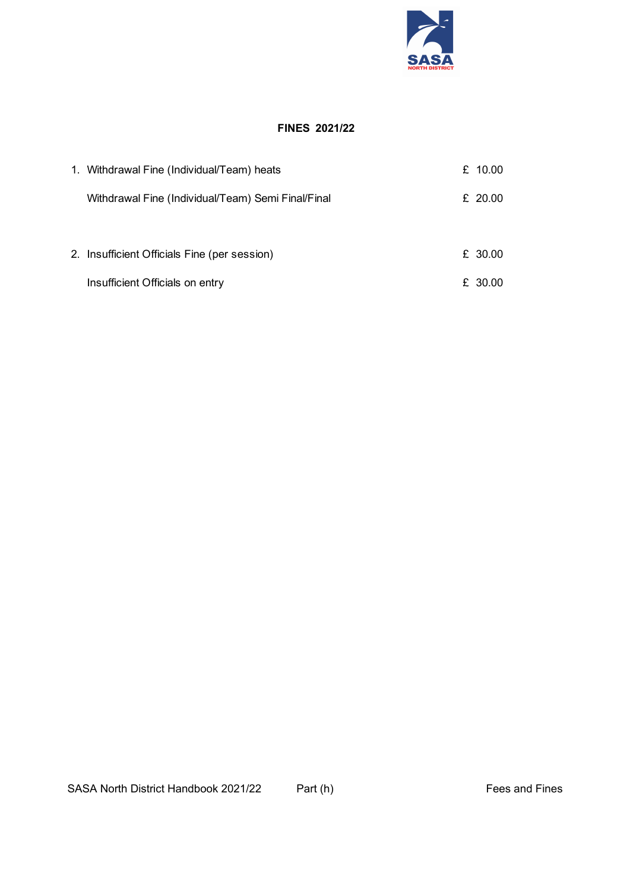## FINES 2021/22

| | | |
|---|---|---|
| 1. | Withdrawal Fine (Individual/Team) heats | £ 10.00 |
| | Withdrawal Fine (Individual/Team) Semi Final/Final | £ 20.00 |
| 2. | Insufficient Officials Fine (per session) | £ 30.00 |
| | Insufficient Officials on entry | £ 30.00 |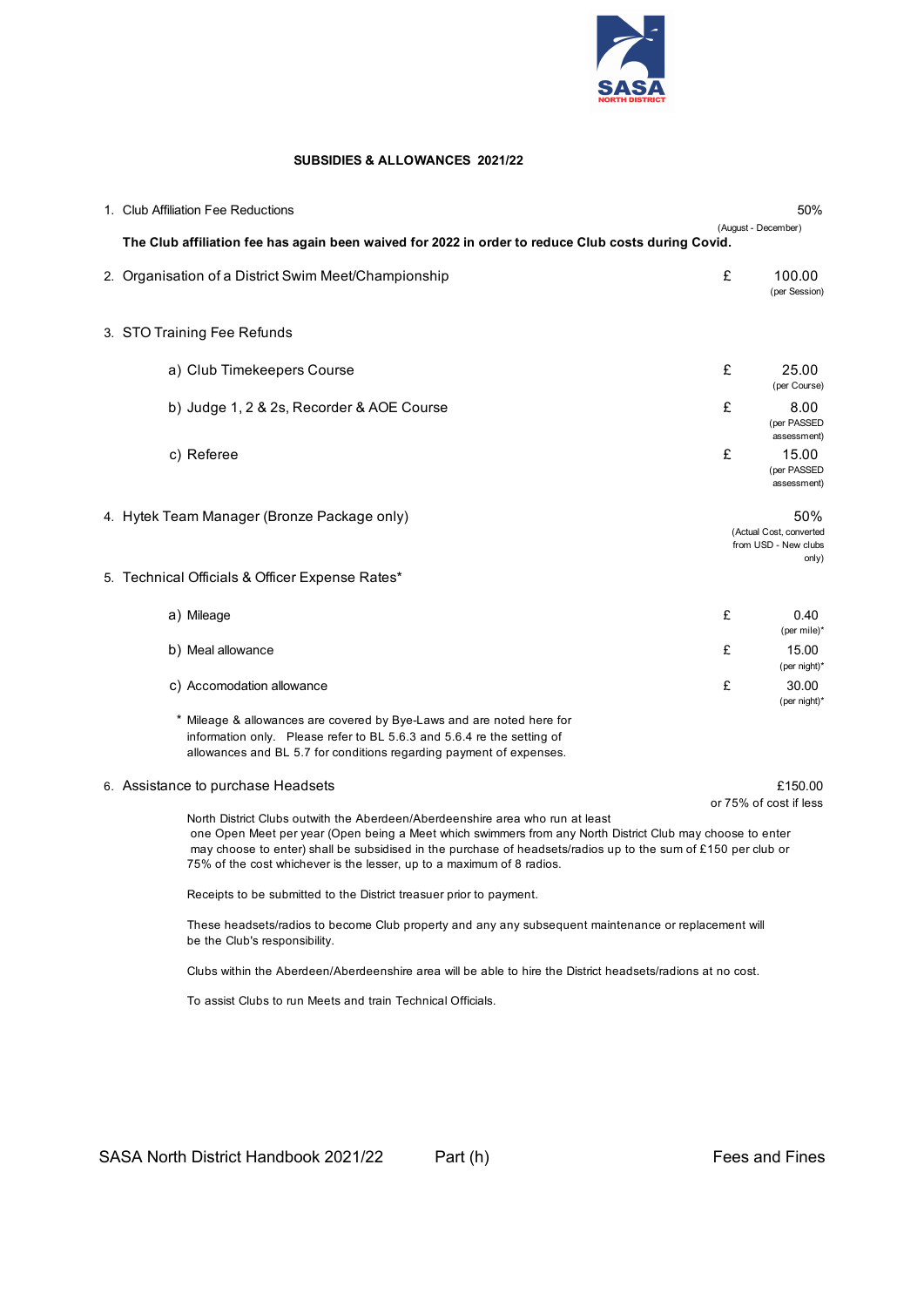## SUBSIDIES & ALLOWANCES 2021/22

1. Club Affiliation Fee Reductions — 50% (August - December)

**The Club affiliation fee has again been waived for 2022 in order to reduce Club costs during Covid.**

2. Organisation of a District Swim Meet/Championship — £ 100.00 (per Session)

3. STO Training Fee Refunds

   a) Club Timekeepers Course — £ 25.00 (per Course)

   b) Judge 1, 2 & 2s, Recorder & AOE Course — £ 8.00 (per PASSED assessment)

   c) Referee — £ 15.00 (per PASSED assessment)

4. Hytek Team Manager (Bronze Package only) — 50% (Actual Cost, converted from USD - New clubs only)

5. Technical Officials & Officer Expense Rates*

   a) Mileage — £ 0.40 (per mile)*

   b) Meal allowance — £ 15.00 (per night)*

   c) Accomodation allowance — £ 30.00 (per night)*

   \* Mileage & allowances are covered by Bye-Laws and are noted here for information only. Please refer to BL 5.6.3 and 5.6.4 re the setting of allowances and BL 5.7 for conditions regarding payment of expenses.

6. Assistance to purchase Headsets — £150.00 or 75% of cost if less

   North District Clubs outwith the Aberdeen/Aberdeenshire area who run at least one Open Meet per year (Open being a Meet which swimmers from any North District Club may choose to enter may choose to enter) shall be subsidised in the purchase of headsets/radios up to the sum of £150 per club or 75% of the cost whichever is the lesser, up to a maximum of 8 radios.

   Receipts to be submitted to the District treasuer prior to payment.

   These headsets/radios to become Club property and any any subsequent maintenance or replacement will be the Club's responsibility.

   Clubs within the Aberdeen/Aberdeenshire area will be able to hire the District headsets/radions at no cost.

   To assist Clubs to run Meets and train Technical Officials.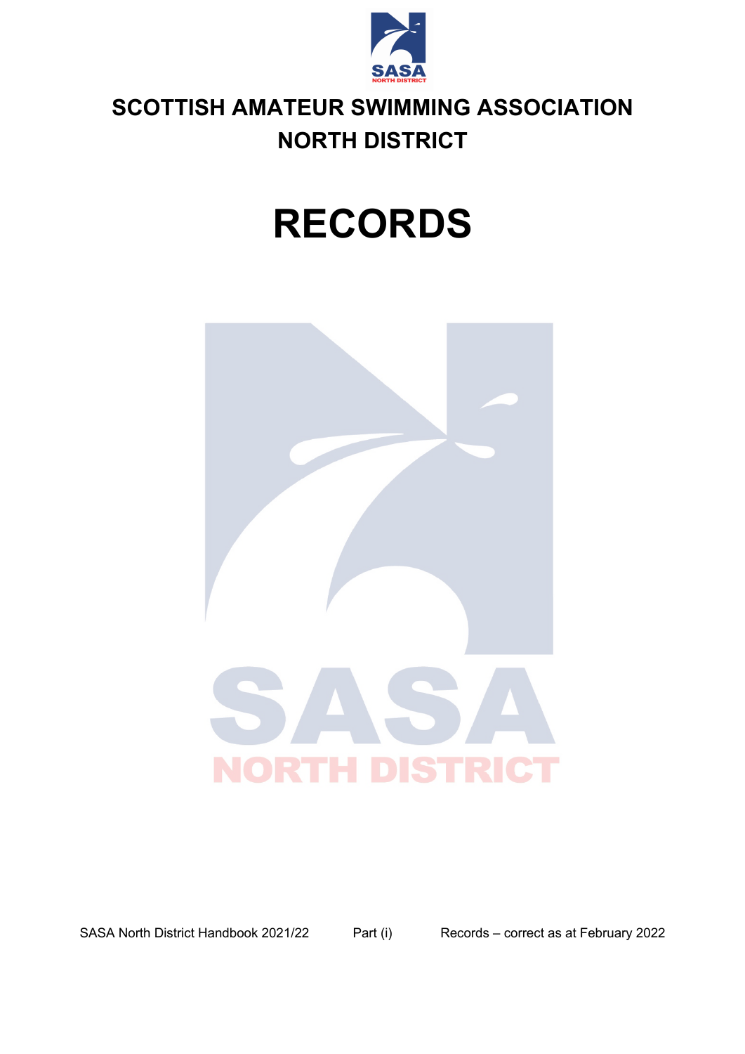# SCOTTISH AMATEUR SWIMMING ASSOCIATION
# NORTH DISTRICT

# RECORDS

SASA North District Handbook 2021/22 Part (i) Records – correct as at February 2022